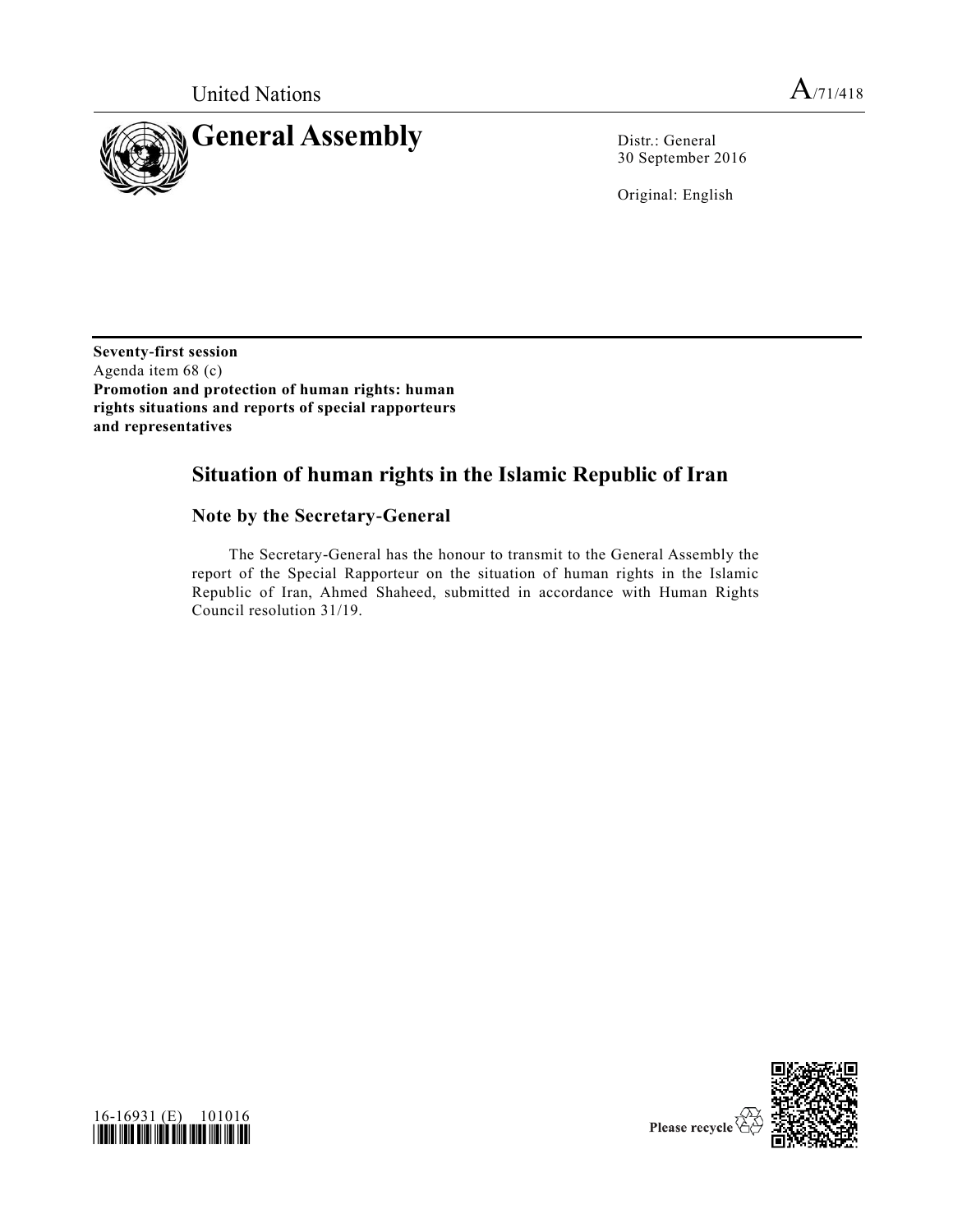United Nations

A/71/418

# General Assembly

Distr.: General
30 September 2016

Original: English

**Seventy-first session**
Agenda item 68 (c)
**Promotion and protection of human rights: human rights situations and reports of special rapporteurs and representatives**

## Situation of human rights in the Islamic Republic of Iran

### Note by the Secretary-General

The Secretary-General has the honour to transmit to the General Assembly the report of the Special Rapporteur on the situation of human rights in the Islamic Republic of Iran, Ahmed Shaheed, submitted in accordance with Human Rights Council resolution 31/19.

16-16931 (E) 101016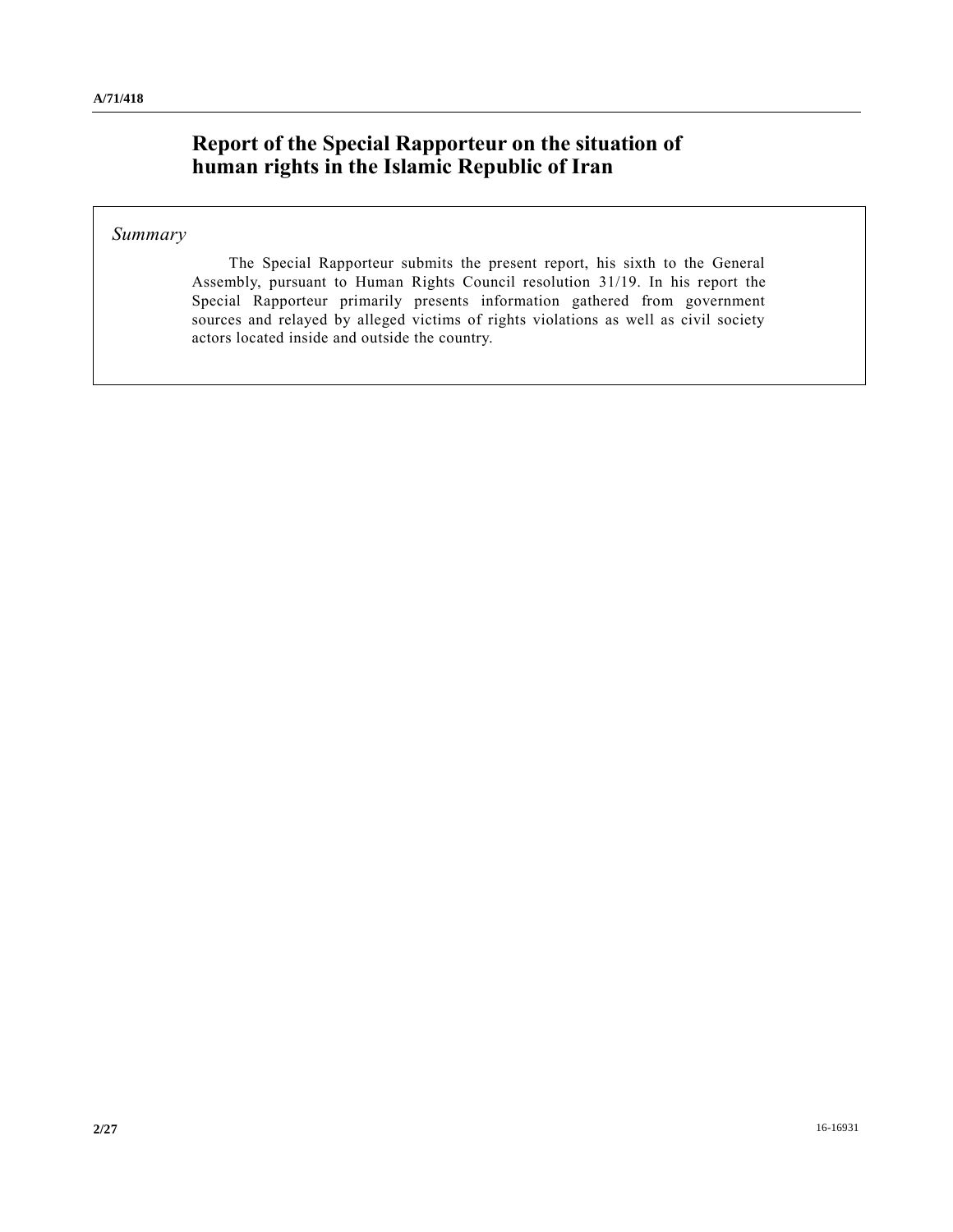# Report of the Special Rapporteur on the situation of human rights in the Islamic Republic of Iran

*Summary*

The Special Rapporteur submits the present report, his sixth to the General Assembly, pursuant to Human Rights Council resolution 31/19. In his report the Special Rapporteur primarily presents information gathered from government sources and relayed by alleged victims of rights violations as well as civil society actors located inside and outside the country.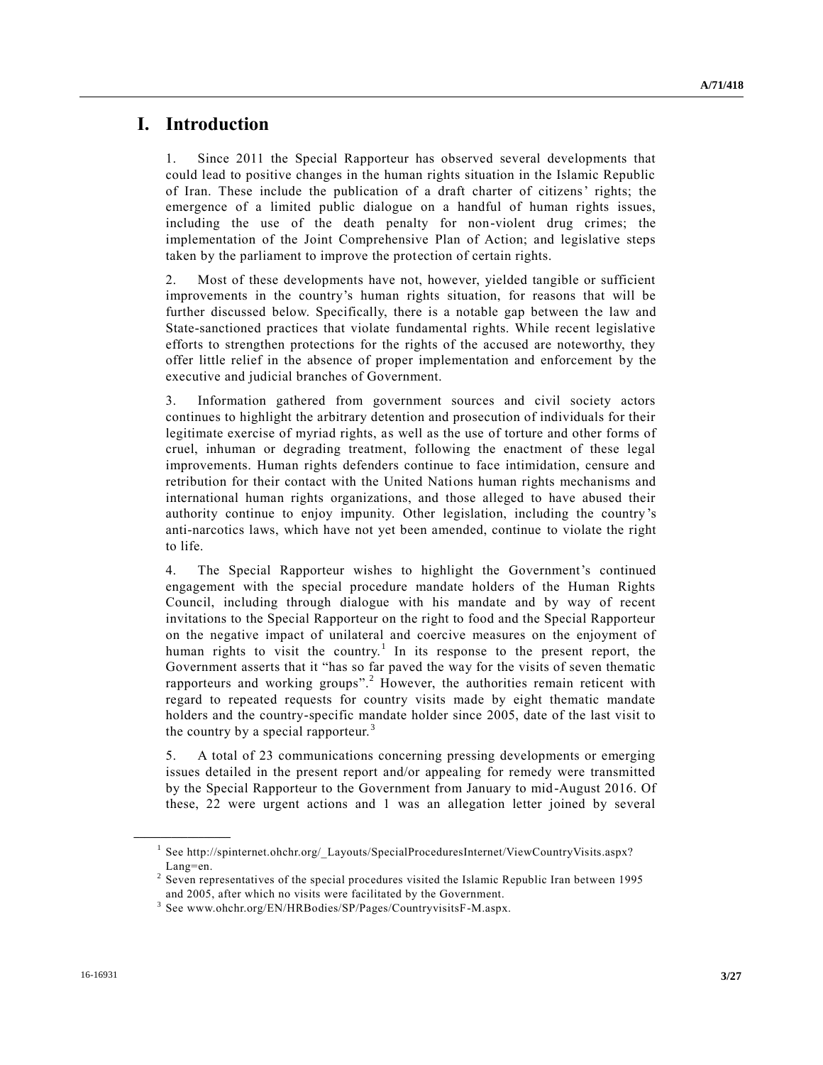# I. Introduction

1. Since 2011 the Special Rapporteur has observed several developments that could lead to positive changes in the human rights situation in the Islamic Republic of Iran. These include the publication of a draft charter of citizens' rights; the emergence of a limited public dialogue on a handful of human rights issues, including the use of the death penalty for non-violent drug crimes; the implementation of the Joint Comprehensive Plan of Action; and legislative steps taken by the parliament to improve the protection of certain rights.

2. Most of these developments have not, however, yielded tangible or sufficient improvements in the country's human rights situation, for reasons that will be further discussed below. Specifically, there is a notable gap between the law and State-sanctioned practices that violate fundamental rights. While recent legislative efforts to strengthen protections for the rights of the accused are noteworthy, they offer little relief in the absence of proper implementation and enforcement by the executive and judicial branches of Government.

3. Information gathered from government sources and civil society actors continues to highlight the arbitrary detention and prosecution of individuals for their legitimate exercise of myriad rights, as well as the use of torture and other forms of cruel, inhuman or degrading treatment, following the enactment of these legal improvements. Human rights defenders continue to face intimidation, censure and retribution for their contact with the United Nations human rights mechanisms and international human rights organizations, and those alleged to have abused their authority continue to enjoy impunity. Other legislation, including the country's anti-narcotics laws, which have not yet been amended, continue to violate the right to life.

4. The Special Rapporteur wishes to highlight the Government's continued engagement with the special procedure mandate holders of the Human Rights Council, including through dialogue with his mandate and by way of recent invitations to the Special Rapporteur on the right to food and the Special Rapporteur on the negative impact of unilateral and coercive measures on the enjoyment of human rights to visit the country.[1] In its response to the present report, the Government asserts that it "has so far paved the way for the visits of seven thematic rapporteurs and working groups".[2] However, the authorities remain reticent with regard to repeated requests for country visits made by eight thematic mandate holders and the country-specific mandate holder since 2005, date of the last visit to the country by a special rapporteur.[3]

5. A total of 23 communications concerning pressing developments or emerging issues detailed in the present report and/or appealing for remedy were transmitted by the Special Rapporteur to the Government from January to mid-August 2016. Of these, 22 were urgent actions and 1 was an allegation letter joined by several

---

[1] See http://spinternet.ohchr.org/_Layouts/SpecialProceduresInternet/ViewCountryVisits.aspx?Lang=en.

[2] Seven representatives of the special procedures visited the Islamic Republic Iran between 1995 and 2005, after which no visits were facilitated by the Government.

[3] See www.ohchr.org/EN/HRBodies/SP/Pages/CountryvisitsF-M.aspx.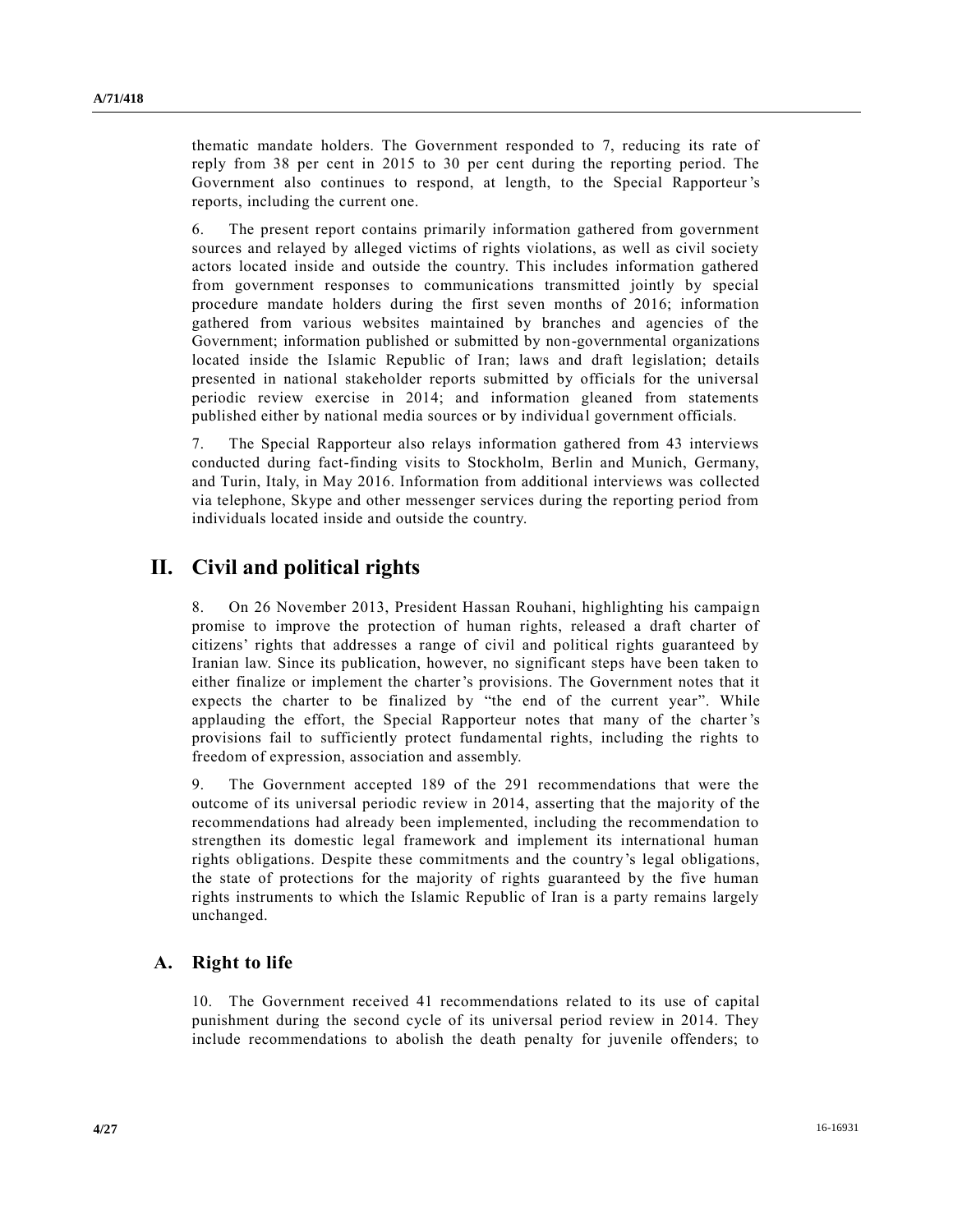thematic mandate holders. The Government responded to 7, reducing its rate of reply from 38 per cent in 2015 to 30 per cent during the reporting period. The Government also continues to respond, at length, to the Special Rapporteur's reports, including the current one.

6. The present report contains primarily information gathered from government sources and relayed by alleged victims of rights violations, as well as civil society actors located inside and outside the country. This includes information gathered from government responses to communications transmitted jointly by special procedure mandate holders during the first seven months of 2016; information gathered from various websites maintained by branches and agencies of the Government; information published or submitted by non-governmental organizations located inside the Islamic Republic of Iran; laws and draft legislation; details presented in national stakeholder reports submitted by officials for the universal periodic review exercise in 2014; and information gleaned from statements published either by national media sources or by individual government officials.

7. The Special Rapporteur also relays information gathered from 43 interviews conducted during fact-finding visits to Stockholm, Berlin and Munich, Germany, and Turin, Italy, in May 2016. Information from additional interviews was collected via telephone, Skype and other messenger services during the reporting period from individuals located inside and outside the country.

# II. Civil and political rights

8. On 26 November 2013, President Hassan Rouhani, highlighting his campaign promise to improve the protection of human rights, released a draft charter of citizens' rights that addresses a range of civil and political rights guaranteed by Iranian law. Since its publication, however, no significant steps have been taken to either finalize or implement the charter's provisions. The Government notes that it expects the charter to be finalized by "the end of the current year". While applauding the effort, the Special Rapporteur notes that many of the charter's provisions fail to sufficiently protect fundamental rights, including the rights to freedom of expression, association and assembly.

9. The Government accepted 189 of the 291 recommendations that were the outcome of its universal periodic review in 2014, asserting that the majority of the recommendations had already been implemented, including the recommendation to strengthen its domestic legal framework and implement its international human rights obligations. Despite these commitments and the country's legal obligations, the state of protections for the majority of rights guaranteed by the five human rights instruments to which the Islamic Republic of Iran is a party remains largely unchanged.

## A. Right to life

10. The Government received 41 recommendations related to its use of capital punishment during the second cycle of its universal period review in 2014. They include recommendations to abolish the death penalty for juvenile offenders; to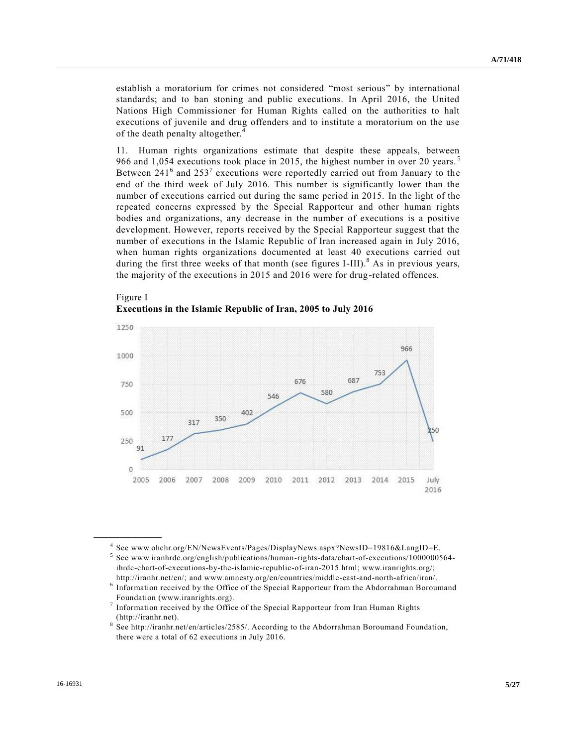establish a moratorium for crimes not considered “most serious” by international standards; and to ban stoning and public executions. In April 2016, the United Nations High Commissioner for Human Rights called on the authorities to halt executions of juvenile and drug offenders and to institute a moratorium on the use of the death penalty altogether.[4]

11. Human rights organizations estimate that despite these appeals, between 966 and 1,054 executions took place in 2015, the highest number in over 20 years.[5] Between 241[6] and 253[7] executions were reportedly carried out from January to the end of the third week of July 2016. This number is significantly lower than the number of executions carried out during the same period in 2015. In the light of the repeated concerns expressed by the Special Rapporteur and other human rights bodies and organizations, any decrease in the number of executions is a positive development. However, reports received by the Special Rapporteur suggest that the number of executions in the Islamic Republic of Iran increased again in July 2016, when human rights organizations documented at least 40 executions carried out during the first three weeks of that month (see figures I-III).[8] As in previous years, the majority of the executions in 2015 and 2016 were for drug-related offences.

Figure I
**Executions in the Islamic Republic of Iran, 2005 to July 2016**

| Year | Executions |
|---|---|
| 2005 | 91 |
| 2006 | 177 |
| 2007 | 317 |
| 2008 | 350 |
| 2009 | 402 |
| 2010 | 546 |
| 2011 | 676 |
| 2012 | 580 |
| 2013 | 687 |
| 2014 | 753 |
| 2015 | 966 |
| July 2016 | 250 |

---

[4] See www.ohchr.org/EN/NewsEvents/Pages/DisplayNews.aspx?NewsID=19816&LangID=E.

[5] See www.iranhrdc.org/english/publications/human-rights-data/chart-of-executions/1000000564-ihrdc-chart-of-executions-by-the-islamic-republic-of-iran-2015.html; www.iranrights.org/; http://iranhr.net/en/; and www.amnesty.org/en/countries/middle-east-and-north-africa/iran/.

[6] Information received by the Office of the Special Rapporteur from the Abdorrahman Boroumand Foundation (www.iranrights.org).

[7] Information received by the Office of the Special Rapporteur from Iran Human Rights (http://iranhr.net).

[8] See http://iranhr.net/en/articles/2585/. According to the Abdorrahman Boroumand Foundation, there were a total of 62 executions in July 2016.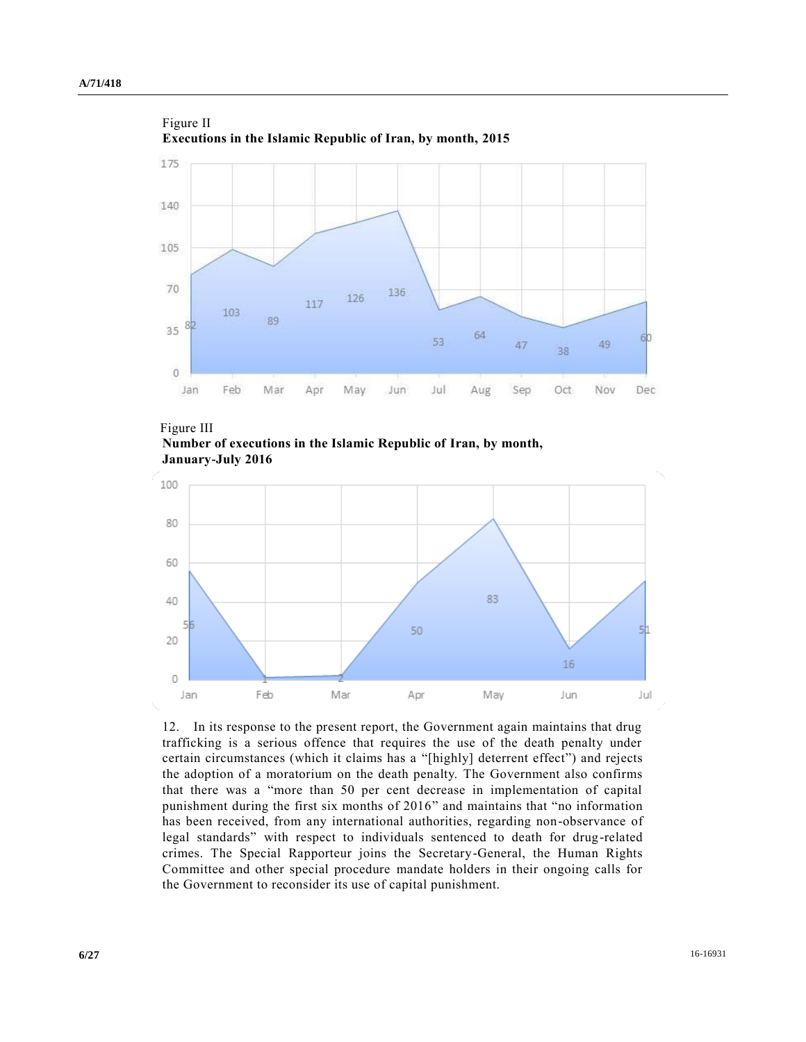Figure II
**Executions in the Islamic Republic of Iran, by month, 2015**

| Month | Executions |
|---|---|
| Jan | 82 |
| Feb | 103 |
| Mar | 89 |
| Apr | 117 |
| May | 126 |
| Jun | 136 |
| Jul | 53 |
| Aug | 64 |
| Sep | 47 |
| Oct | 38 |
| Nov | 49 |
| Dec | 60 |

Figure III
**Number of executions in the Islamic Republic of Iran, by month, January-July 2016**

| Month | Executions |
|---|---|
| Jan | 56 |
| Feb | 1 |
| Mar | 2 |
| Apr | 50 |
| May | 83 |
| Jun | 16 |
| Jul | 51 |

12. In its response to the present report, the Government again maintains that drug trafficking is a serious offence that requires the use of the death penalty under certain circumstances (which it claims has a "[highly] deterrent effect") and rejects the adoption of a moratorium on the death penalty. The Government also confirms that there was a "more than 50 per cent decrease in implementation of capital punishment during the first six months of 2016" and maintains that "no information has been received, from any international authorities, regarding non-observance of legal standards" with respect to individuals sentenced to death for drug-related crimes. The Special Rapporteur joins the Secretary-General, the Human Rights Committee and other special procedure mandate holders in their ongoing calls for the Government to reconsider its use of capital punishment.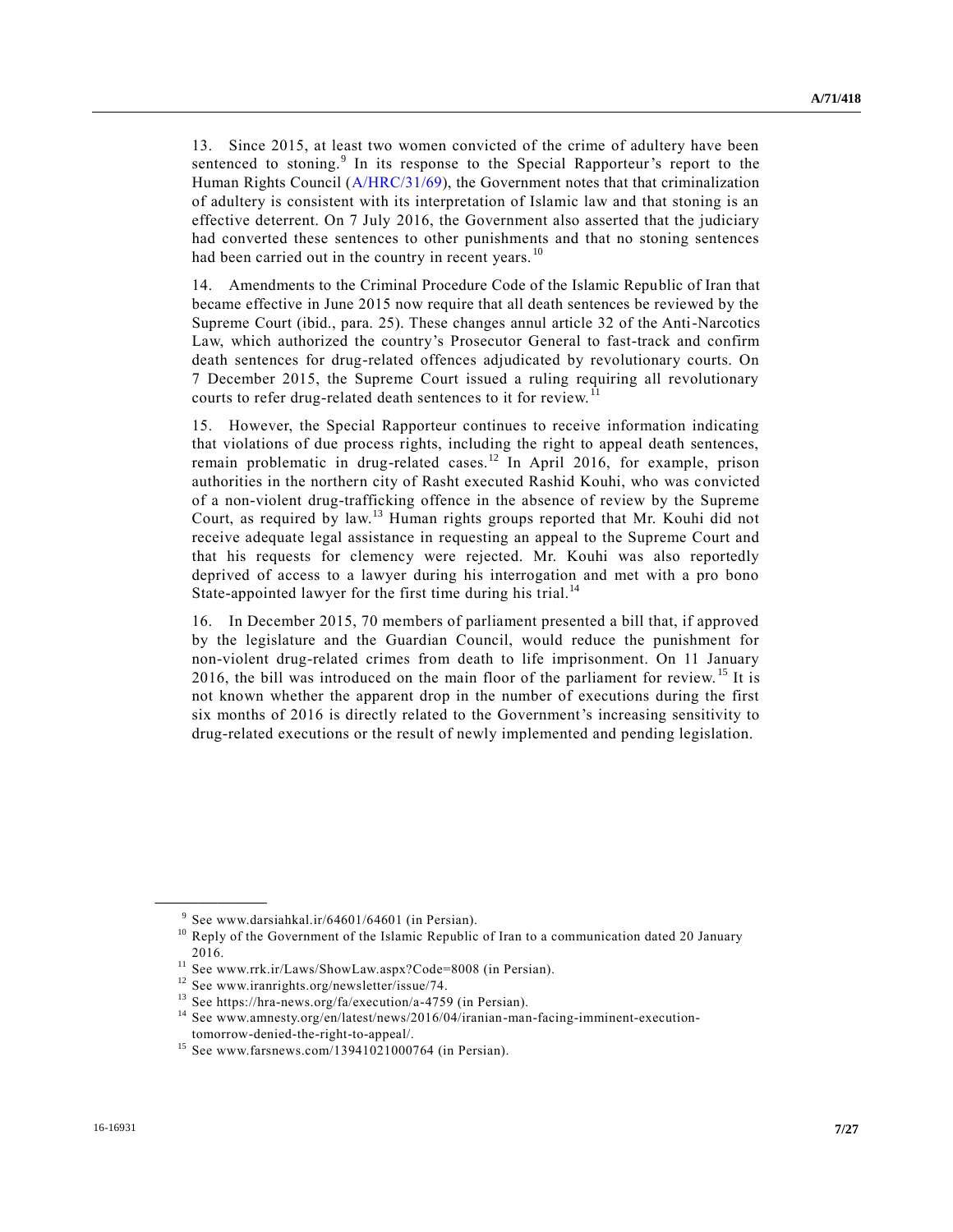13. Since 2015, at least two women convicted of the crime of adultery have been sentenced to stoning.[9] In its response to the Special Rapporteur's report to the Human Rights Council (A/HRC/31/69), the Government notes that that criminalization of adultery is consistent with its interpretation of Islamic law and that stoning is an effective deterrent. On 7 July 2016, the Government also asserted that the judiciary had converted these sentences to other punishments and that no stoning sentences had been carried out in the country in recent years.[10]

14. Amendments to the Criminal Procedure Code of the Islamic Republic of Iran that became effective in June 2015 now require that all death sentences be reviewed by the Supreme Court (ibid., para. 25). These changes annul article 32 of the Anti-Narcotics Law, which authorized the country's Prosecutor General to fast-track and confirm death sentences for drug-related offences adjudicated by revolutionary courts. On 7 December 2015, the Supreme Court issued a ruling requiring all revolutionary courts to refer drug-related death sentences to it for review.[11]

15. However, the Special Rapporteur continues to receive information indicating that violations of due process rights, including the right to appeal death sentences, remain problematic in drug-related cases.[12] In April 2016, for example, prison authorities in the northern city of Rasht executed Rashid Kouhi, who was convicted of a non-violent drug-trafficking offence in the absence of review by the Supreme Court, as required by law.[13] Human rights groups reported that Mr. Kouhi did not receive adequate legal assistance in requesting an appeal to the Supreme Court and that his requests for clemency were rejected. Mr. Kouhi was also reportedly deprived of access to a lawyer during his interrogation and met with a pro bono State-appointed lawyer for the first time during his trial.[14]

16. In December 2015, 70 members of parliament presented a bill that, if approved by the legislature and the Guardian Council, would reduce the punishment for non-violent drug-related crimes from death to life imprisonment. On 11 January 2016, the bill was introduced on the main floor of the parliament for review.[15] It is not known whether the apparent drop in the number of executions during the first six months of 2016 is directly related to the Government's increasing sensitivity to drug-related executions or the result of newly implemented and pending legislation.

---

[9] See www.darsiahkal.ir/64601/64601 (in Persian).

[10] Reply of the Government of the Islamic Republic of Iran to a communication dated 20 January 2016.

[11] See www.rrk.ir/Laws/ShowLaw.aspx?Code=8008 (in Persian).

[12] See www.iranrights.org/newsletter/issue/74.

[13] See https://hra-news.org/fa/execution/a-4759 (in Persian).

[14] See www.amnesty.org/en/latest/news/2016/04/iranian-man-facing-imminent-execution-tomorrow-denied-the-right-to-appeal/.

[15] See www.farsnews.com/13941021000764 (in Persian).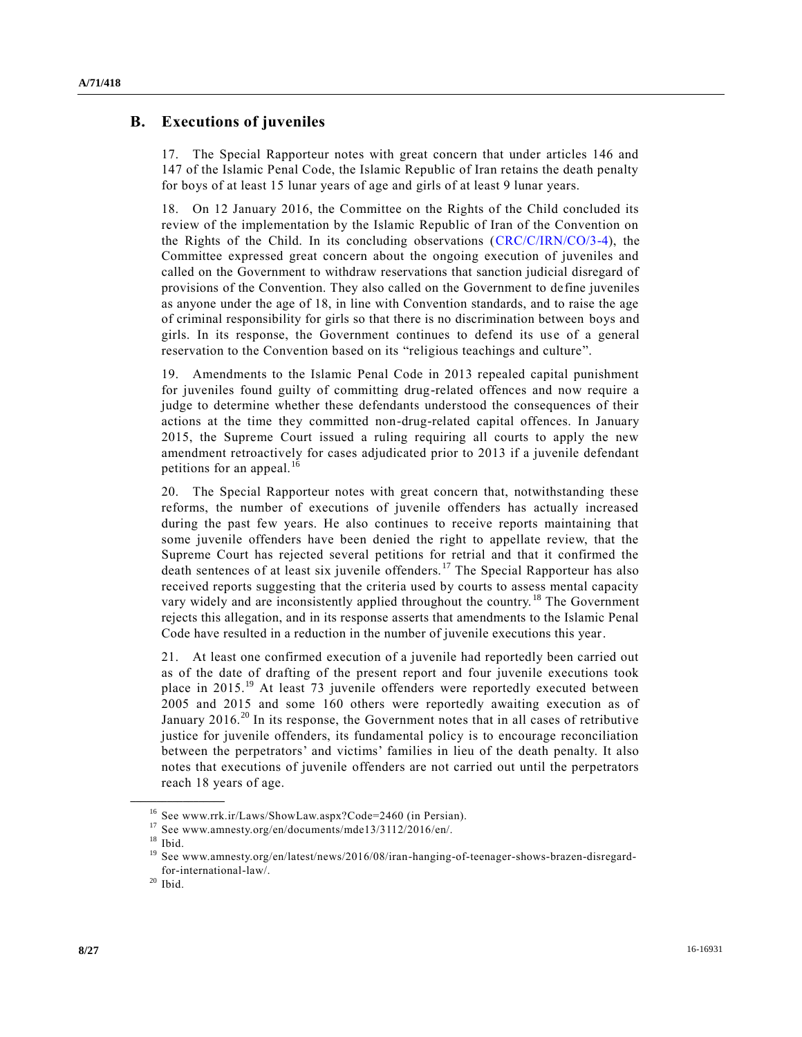## B. Executions of juveniles

17. The Special Rapporteur notes with great concern that under articles 146 and 147 of the Islamic Penal Code, the Islamic Republic of Iran retains the death penalty for boys of at least 15 lunar years of age and girls of at least 9 lunar years.

18. On 12 January 2016, the Committee on the Rights of the Child concluded its review of the implementation by the Islamic Republic of Iran of the Convention on the Rights of the Child. In its concluding observations (CRC/C/IRN/CO/3-4), the Committee expressed great concern about the ongoing execution of juveniles and called on the Government to withdraw reservations that sanction judicial disregard of provisions of the Convention. They also called on the Government to define juveniles as anyone under the age of 18, in line with Convention standards, and to raise the age of criminal responsibility for girls so that there is no discrimination between boys and girls. In its response, the Government continues to defend its use of a general reservation to the Convention based on its "religious teachings and culture".

19. Amendments to the Islamic Penal Code in 2013 repealed capital punishment for juveniles found guilty of committing drug-related offences and now require a judge to determine whether these defendants understood the consequences of their actions at the time they committed non-drug-related capital offences. In January 2015, the Supreme Court issued a ruling requiring all courts to apply the new amendment retroactively for cases adjudicated prior to 2013 if a juvenile defendant petitions for an appeal.[16]

20. The Special Rapporteur notes with great concern that, notwithstanding these reforms, the number of executions of juvenile offenders has actually increased during the past few years. He also continues to receive reports maintaining that some juvenile offenders have been denied the right to appellate review, that the Supreme Court has rejected several petitions for retrial and that it confirmed the death sentences of at least six juvenile offenders.[17] The Special Rapporteur has also received reports suggesting that the criteria used by courts to assess mental capacity vary widely and are inconsistently applied throughout the country.[18] The Government rejects this allegation, and in its response asserts that amendments to the Islamic Penal Code have resulted in a reduction in the number of juvenile executions this year.

21. At least one confirmed execution of a juvenile had reportedly been carried out as of the date of drafting of the present report and four juvenile executions took place in 2015.[19] At least 73 juvenile offenders were reportedly executed between 2005 and 2015 and some 160 others were reportedly awaiting execution as of January 2016.[20] In its response, the Government notes that in all cases of retributive justice for juvenile offenders, its fundamental policy is to encourage reconciliation between the perpetrators' and victims' families in lieu of the death penalty. It also notes that executions of juvenile offenders are not carried out until the perpetrators reach 18 years of age.

---

[16] See www.rrk.ir/Laws/ShowLaw.aspx?Code=2460 (in Persian).

[17] See www.amnesty.org/en/documents/mde13/3112/2016/en/.

[18] Ibid.

[19] See www.amnesty.org/en/latest/news/2016/08/iran-hanging-of-teenager-shows-brazen-disregard-for-international-law/.

[20] Ibid.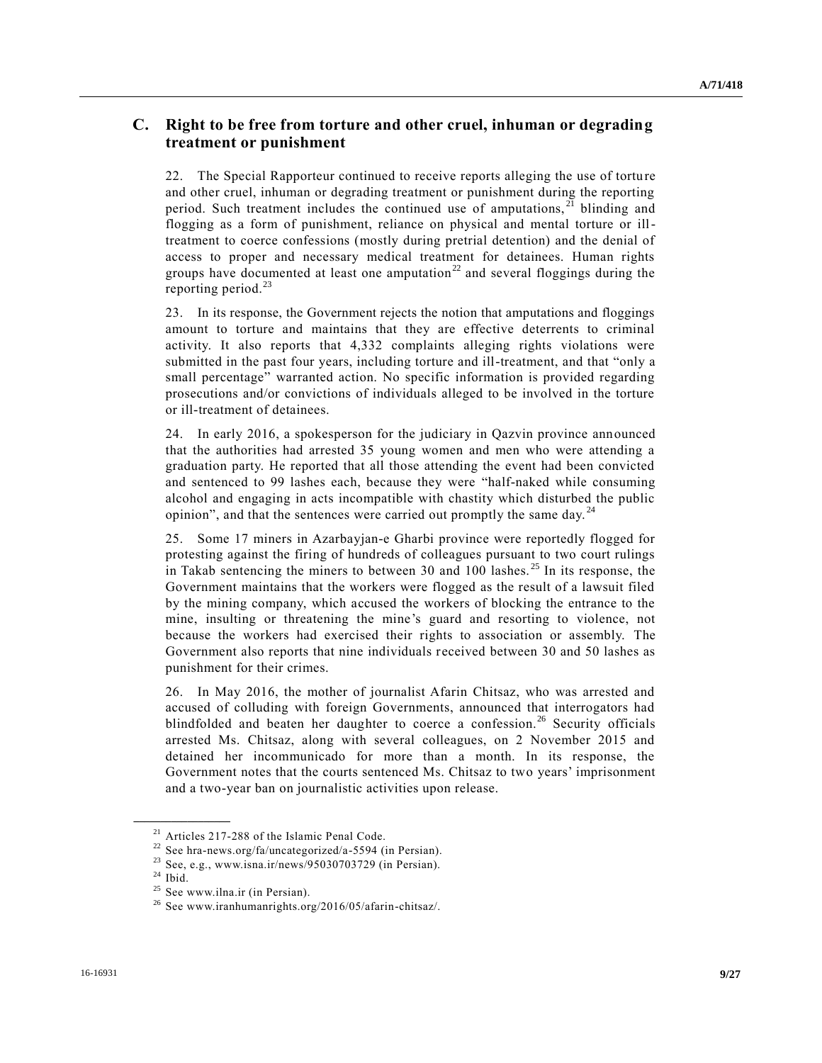## C. Right to be free from torture and other cruel, inhuman or degrading treatment or punishment

22. The Special Rapporteur continued to receive reports alleging the use of torture and other cruel, inhuman or degrading treatment or punishment during the reporting period. Such treatment includes the continued use of amputations,[21] blinding and flogging as a form of punishment, reliance on physical and mental torture or ill-treatment to coerce confessions (mostly during pretrial detention) and the denial of access to proper and necessary medical treatment for detainees. Human rights groups have documented at least one amputation[22] and several floggings during the reporting period.[23]

23. In its response, the Government rejects the notion that amputations and floggings amount to torture and maintains that they are effective deterrents to criminal activity. It also reports that 4,332 complaints alleging rights violations were submitted in the past four years, including torture and ill-treatment, and that "only a small percentage" warranted action. No specific information is provided regarding prosecutions and/or convictions of individuals alleged to be involved in the torture or ill-treatment of detainees.

24. In early 2016, a spokesperson for the judiciary in Qazvin province announced that the authorities had arrested 35 young women and men who were attending a graduation party. He reported that all those attending the event had been convicted and sentenced to 99 lashes each, because they were "half-naked while consuming alcohol and engaging in acts incompatible with chastity which disturbed the public opinion", and that the sentences were carried out promptly the same day.[24]

25. Some 17 miners in Azarbayjan-e Gharbi province were reportedly flogged for protesting against the firing of hundreds of colleagues pursuant to two court rulings in Takab sentencing the miners to between 30 and 100 lashes.[25] In its response, the Government maintains that the workers were flogged as the result of a lawsuit filed by the mining company, which accused the workers of blocking the entrance to the mine, insulting or threatening the mine's guard and resorting to violence, not because the workers had exercised their rights to association or assembly. The Government also reports that nine individuals received between 30 and 50 lashes as punishment for their crimes.

26. In May 2016, the mother of journalist Afarin Chitsaz, who was arrested and accused of colluding with foreign Governments, announced that interrogators had blindfolded and beaten her daughter to coerce a confession.[26] Security officials arrested Ms. Chitsaz, along with several colleagues, on 2 November 2015 and detained her incommunicado for more than a month. In its response, the Government notes that the courts sentenced Ms. Chitsaz to two years' imprisonment and a two-year ban on journalistic activities upon release.

---

[21] Articles 217-288 of the Islamic Penal Code.

[22] See hra-news.org/fa/uncategorized/a-5594 (in Persian).

[23] See, e.g., www.isna.ir/news/95030703729 (in Persian).

[24] Ibid.

[25] See www.ilna.ir (in Persian).

[26] See www.iranhumanrights.org/2016/05/afarin-chitsaz/.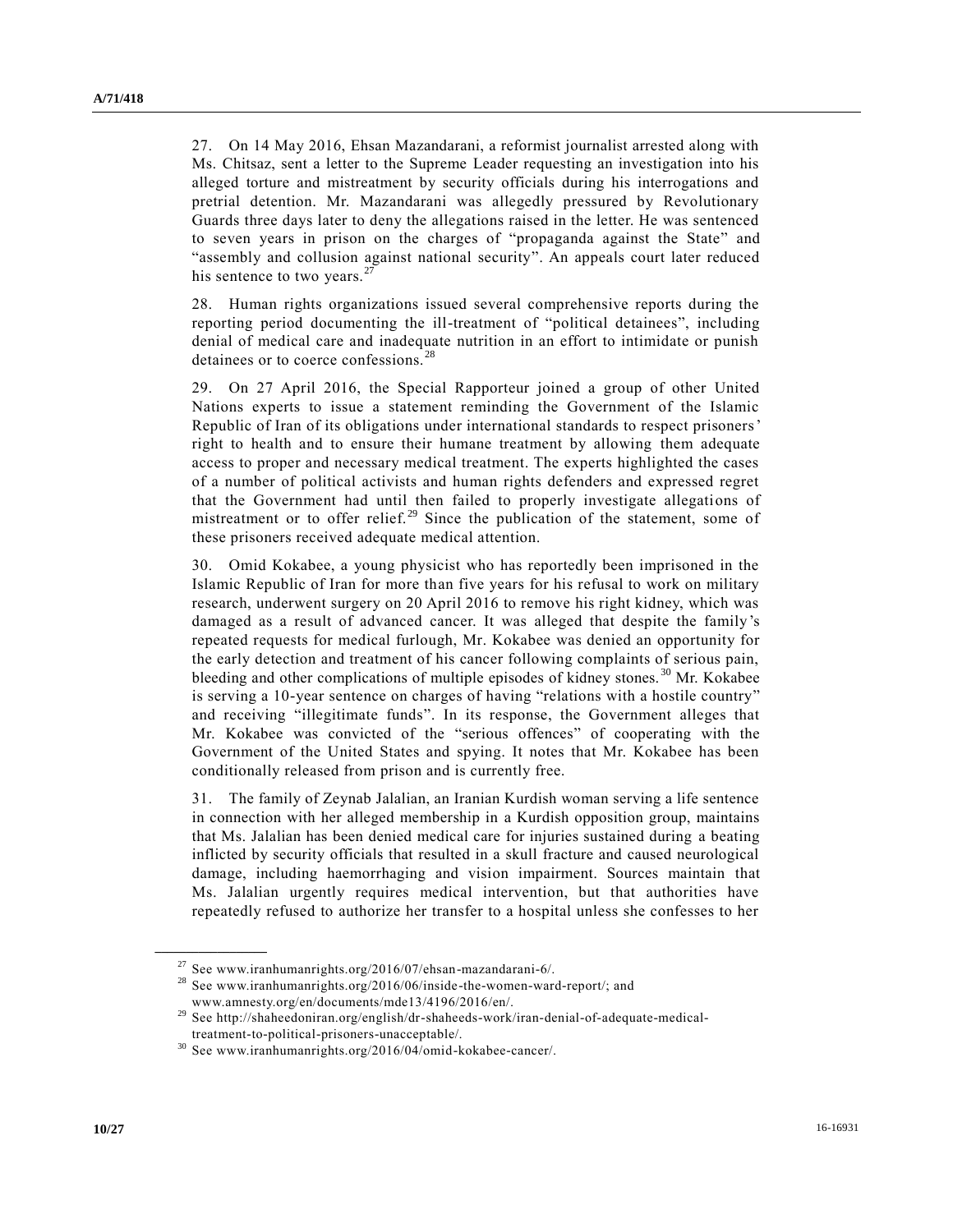27. On 14 May 2016, Ehsan Mazandarani, a reformist journalist arrested along with Ms. Chitsaz, sent a letter to the Supreme Leader requesting an investigation into his alleged torture and mistreatment by security officials during his interrogations and pretrial detention. Mr. Mazandarani was allegedly pressured by Revolutionary Guards three days later to deny the allegations raised in the letter. He was sentenced to seven years in prison on the charges of "propaganda against the State" and "assembly and collusion against national security". An appeals court later reduced his sentence to two years.[27]

28. Human rights organizations issued several comprehensive reports during the reporting period documenting the ill-treatment of "political detainees", including denial of medical care and inadequate nutrition in an effort to intimidate or punish detainees or to coerce confessions.[28]

29. On 27 April 2016, the Special Rapporteur joined a group of other United Nations experts to issue a statement reminding the Government of the Islamic Republic of Iran of its obligations under international standards to respect prisoners' right to health and to ensure their humane treatment by allowing them adequate access to proper and necessary medical treatment. The experts highlighted the cases of a number of political activists and human rights defenders and expressed regret that the Government had until then failed to properly investigate allegations of mistreatment or to offer relief.[29] Since the publication of the statement, some of these prisoners received adequate medical attention.

30. Omid Kokabee, a young physicist who has reportedly been imprisoned in the Islamic Republic of Iran for more than five years for his refusal to work on military research, underwent surgery on 20 April 2016 to remove his right kidney, which was damaged as a result of advanced cancer. It was alleged that despite the family's repeated requests for medical furlough, Mr. Kokabee was denied an opportunity for the early detection and treatment of his cancer following complaints of serious pain, bleeding and other complications of multiple episodes of kidney stones.[30] Mr. Kokabee is serving a 10-year sentence on charges of having "relations with a hostile country" and receiving "illegitimate funds". In its response, the Government alleges that Mr. Kokabee was convicted of the "serious offences" of cooperating with the Government of the United States and spying. It notes that Mr. Kokabee has been conditionally released from prison and is currently free.

31. The family of Zeynab Jalalian, an Iranian Kurdish woman serving a life sentence in connection with her alleged membership in a Kurdish opposition group, maintains that Ms. Jalalian has been denied medical care for injuries sustained during a beating inflicted by security officials that resulted in a skull fracture and caused neurological damage, including haemorrhaging and vision impairment. Sources maintain that Ms. Jalalian urgently requires medical intervention, but that authorities have repeatedly refused to authorize her transfer to a hospital unless she confesses to her

---

[27] See www.iranhumanrights.org/2016/07/ehsan-mazandarani-6/.

[28] See www.iranhumanrights.org/2016/06/inside-the-women-ward-report/; and www.amnesty.org/en/documents/mde13/4196/2016/en/.

[29] See http://shaheedoniran.org/english/dr-shaheeds-work/iran-denial-of-adequate-medical-treatment-to-political-prisoners-unacceptable/.

[30] See www.iranhumanrights.org/2016/04/omid-kokabee-cancer/.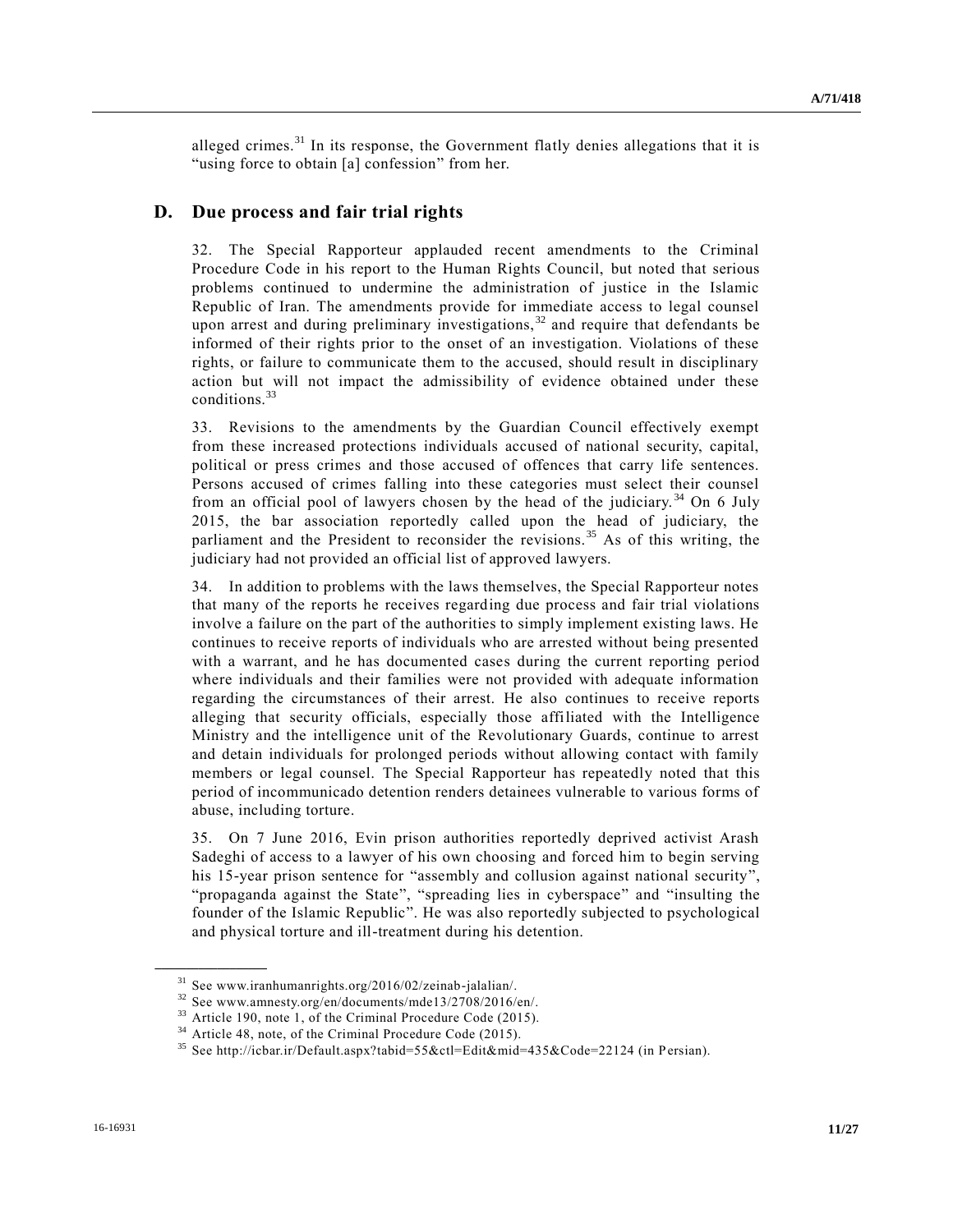alleged crimes.[31] In its response, the Government flatly denies allegations that it is "using force to obtain [a] confession" from her.

## D. Due process and fair trial rights

32. The Special Rapporteur applauded recent amendments to the Criminal Procedure Code in his report to the Human Rights Council, but noted that serious problems continued to undermine the administration of justice in the Islamic Republic of Iran. The amendments provide for immediate access to legal counsel upon arrest and during preliminary investigations,[32] and require that defendants be informed of their rights prior to the onset of an investigation. Violations of these rights, or failure to communicate them to the accused, should result in disciplinary action but will not impact the admissibility of evidence obtained under these conditions.[33]

33. Revisions to the amendments by the Guardian Council effectively exempt from these increased protections individuals accused of national security, capital, political or press crimes and those accused of offences that carry life sentences. Persons accused of crimes falling into these categories must select their counsel from an official pool of lawyers chosen by the head of the judiciary.[34] On 6 July 2015, the bar association reportedly called upon the head of judiciary, the parliament and the President to reconsider the revisions.[35] As of this writing, the judiciary had not provided an official list of approved lawyers.

34. In addition to problems with the laws themselves, the Special Rapporteur notes that many of the reports he receives regarding due process and fair trial violations involve a failure on the part of the authorities to simply implement existing laws. He continues to receive reports of individuals who are arrested without being presented with a warrant, and he has documented cases during the current reporting period where individuals and their families were not provided with adequate information regarding the circumstances of their arrest. He also continues to receive reports alleging that security officials, especially those affiliated with the Intelligence Ministry and the intelligence unit of the Revolutionary Guards, continue to arrest and detain individuals for prolonged periods without allowing contact with family members or legal counsel. The Special Rapporteur has repeatedly noted that this period of incommunicado detention renders detainees vulnerable to various forms of abuse, including torture.

35. On 7 June 2016, Evin prison authorities reportedly deprived activist Arash Sadeghi of access to a lawyer of his own choosing and forced him to begin serving his 15-year prison sentence for "assembly and collusion against national security", "propaganda against the State", "spreading lies in cyberspace" and "insulting the founder of the Islamic Republic". He was also reportedly subjected to psychological and physical torture and ill-treatment during his detention.

---

[31] See www.iranhumanrights.org/2016/02/zeinab-jalalian/.

[32] See www.amnesty.org/en/documents/mde13/2708/2016/en/.

[33] Article 190, note 1, of the Criminal Procedure Code (2015).

[34] Article 48, note, of the Criminal Procedure Code (2015).

[35] See http://icbar.ir/Default.aspx?tabid=55&ctl=Edit&mid=435&Code=22124 (in Persian).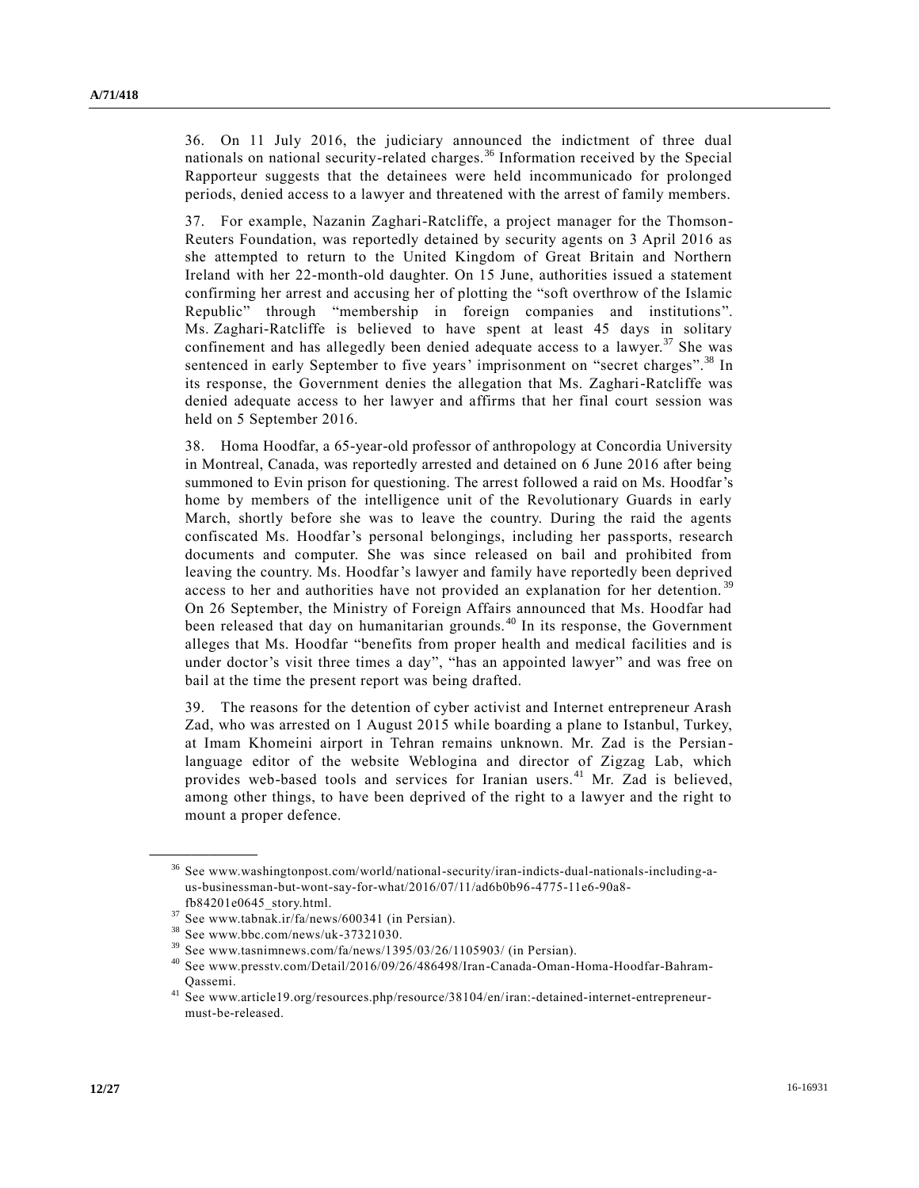36. On 11 July 2016, the judiciary announced the indictment of three dual nationals on national security-related charges.[36] Information received by the Special Rapporteur suggests that the detainees were held incommunicado for prolonged periods, denied access to a lawyer and threatened with the arrest of family members.

37. For example, Nazanin Zaghari-Ratcliffe, a project manager for the Thomson-Reuters Foundation, was reportedly detained by security agents on 3 April 2016 as she attempted to return to the United Kingdom of Great Britain and Northern Ireland with her 22-month-old daughter. On 15 June, authorities issued a statement confirming her arrest and accusing her of plotting the "soft overthrow of the Islamic Republic" through "membership in foreign companies and institutions". Ms. Zaghari-Ratcliffe is believed to have spent at least 45 days in solitary confinement and has allegedly been denied adequate access to a lawyer.[37] She was sentenced in early September to five years' imprisonment on "secret charges".[38] In its response, the Government denies the allegation that Ms. Zaghari-Ratcliffe was denied adequate access to her lawyer and affirms that her final court session was held on 5 September 2016.

38. Homa Hoodfar, a 65-year-old professor of anthropology at Concordia University in Montreal, Canada, was reportedly arrested and detained on 6 June 2016 after being summoned to Evin prison for questioning. The arrest followed a raid on Ms. Hoodfar's home by members of the intelligence unit of the Revolutionary Guards in early March, shortly before she was to leave the country. During the raid the agents confiscated Ms. Hoodfar's personal belongings, including her passports, research documents and computer. She was since released on bail and prohibited from leaving the country. Ms. Hoodfar's lawyer and family have reportedly been deprived access to her and authorities have not provided an explanation for her detention.[39] On 26 September, the Ministry of Foreign Affairs announced that Ms. Hoodfar had been released that day on humanitarian grounds.[40] In its response, the Government alleges that Ms. Hoodfar "benefits from proper health and medical facilities and is under doctor's visit three times a day", "has an appointed lawyer" and was free on bail at the time the present report was being drafted.

39. The reasons for the detention of cyber activist and Internet entrepreneur Arash Zad, who was arrested on 1 August 2015 while boarding a plane to Istanbul, Turkey, at Imam Khomeini airport in Tehran remains unknown. Mr. Zad is the Persian-language editor of the website Weblogina and director of Zigzag Lab, which provides web-based tools and services for Iranian users.[41] Mr. Zad is believed, among other things, to have been deprived of the right to a lawyer and the right to mount a proper defence.

---

[36] See www.washingtonpost.com/world/national-security/iran-indicts-dual-nationals-including-a-us-businessman-but-wont-say-for-what/2016/07/11/ad6b0b96-4775-11e6-90a8-fb84201e0645_story.html.

[37] See www.tabnak.ir/fa/news/600341 (in Persian).

[38] See www.bbc.com/news/uk-37321030.

[39] See www.tasnimnews.com/fa/news/1395/03/26/1105903/ (in Persian).

[40] See www.presstv.com/Detail/2016/09/26/486498/Iran-Canada-Oman-Homa-Hoodfar-Bahram-Qassemi.

[41] See www.article19.org/resources.php/resource/38104/en/iran:-detained-internet-entrepreneur-must-be-released.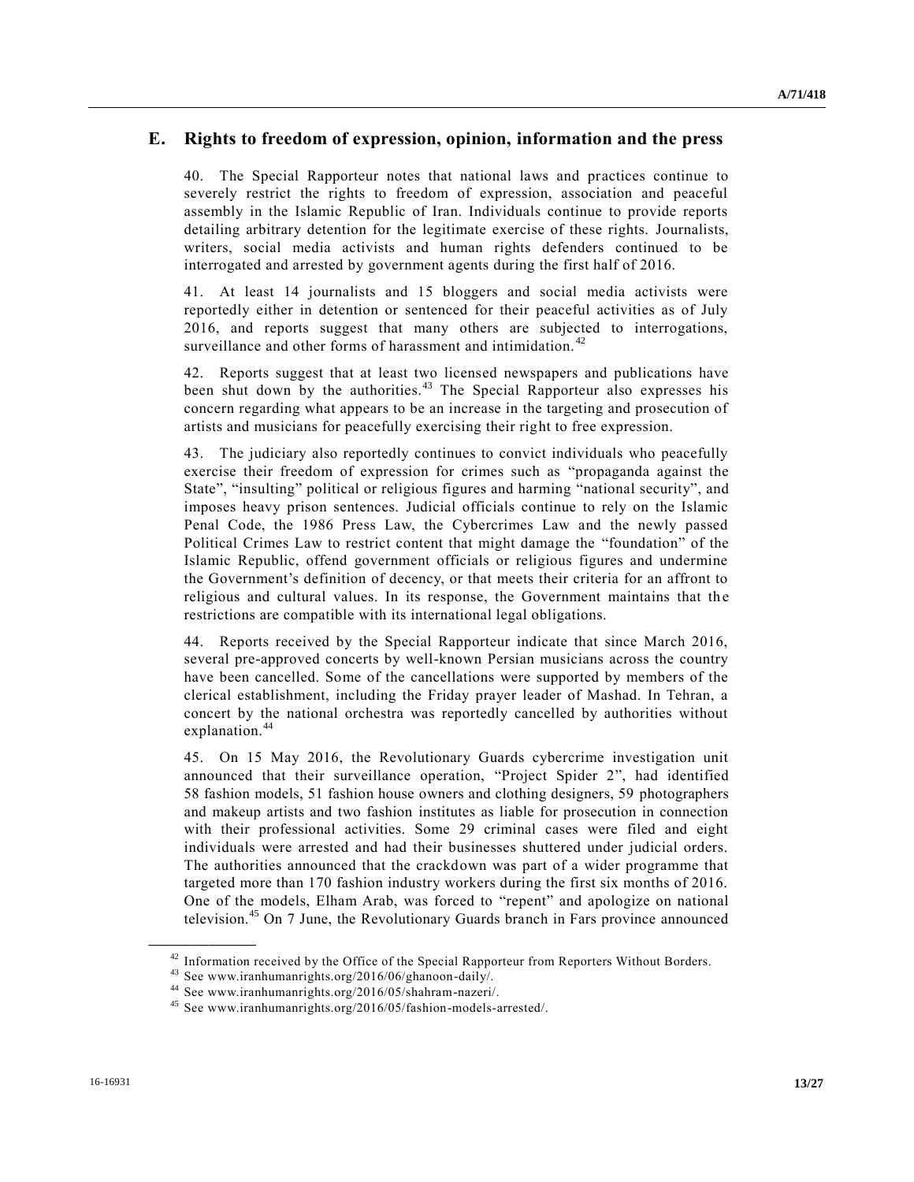## E. Rights to freedom of expression, opinion, information and the press

40. The Special Rapporteur notes that national laws and practices continue to severely restrict the rights to freedom of expression, association and peaceful assembly in the Islamic Republic of Iran. Individuals continue to provide reports detailing arbitrary detention for the legitimate exercise of these rights. Journalists, writers, social media activists and human rights defenders continued to be interrogated and arrested by government agents during the first half of 2016.

41. At least 14 journalists and 15 bloggers and social media activists were reportedly either in detention or sentenced for their peaceful activities as of July 2016, and reports suggest that many others are subjected to interrogations, surveillance and other forms of harassment and intimidation.[42]

42. Reports suggest that at least two licensed newspapers and publications have been shut down by the authorities.[43] The Special Rapporteur also expresses his concern regarding what appears to be an increase in the targeting and prosecution of artists and musicians for peacefully exercising their right to free expression.

43. The judiciary also reportedly continues to convict individuals who peacefully exercise their freedom of expression for crimes such as "propaganda against the State", "insulting" political or religious figures and harming "national security", and imposes heavy prison sentences. Judicial officials continue to rely on the Islamic Penal Code, the 1986 Press Law, the Cybercrimes Law and the newly passed Political Crimes Law to restrict content that might damage the "foundation" of the Islamic Republic, offend government officials or religious figures and undermine the Government's definition of decency, or that meets their criteria for an affront to religious and cultural values. In its response, the Government maintains that the restrictions are compatible with its international legal obligations.

44. Reports received by the Special Rapporteur indicate that since March 2016, several pre-approved concerts by well-known Persian musicians across the country have been cancelled. Some of the cancellations were supported by members of the clerical establishment, including the Friday prayer leader of Mashad. In Tehran, a concert by the national orchestra was reportedly cancelled by authorities without explanation.[44]

45. On 15 May 2016, the Revolutionary Guards cybercrime investigation unit announced that their surveillance operation, "Project Spider 2", had identified 58 fashion models, 51 fashion house owners and clothing designers, 59 photographers and makeup artists and two fashion institutes as liable for prosecution in connection with their professional activities. Some 29 criminal cases were filed and eight individuals were arrested and had their businesses shuttered under judicial orders. The authorities announced that the crackdown was part of a wider programme that targeted more than 170 fashion industry workers during the first six months of 2016. One of the models, Elham Arab, was forced to "repent" and apologize on national television.[45] On 7 June, the Revolutionary Guards branch in Fars province announced

---

[42] Information received by the Office of the Special Rapporteur from Reporters Without Borders.

[43] See www.iranhumanrights.org/2016/06/ghanoon-daily/.

[44] See www.iranhumanrights.org/2016/05/shahram-nazeri/.

[45] See www.iranhumanrights.org/2016/05/fashion-models-arrested/.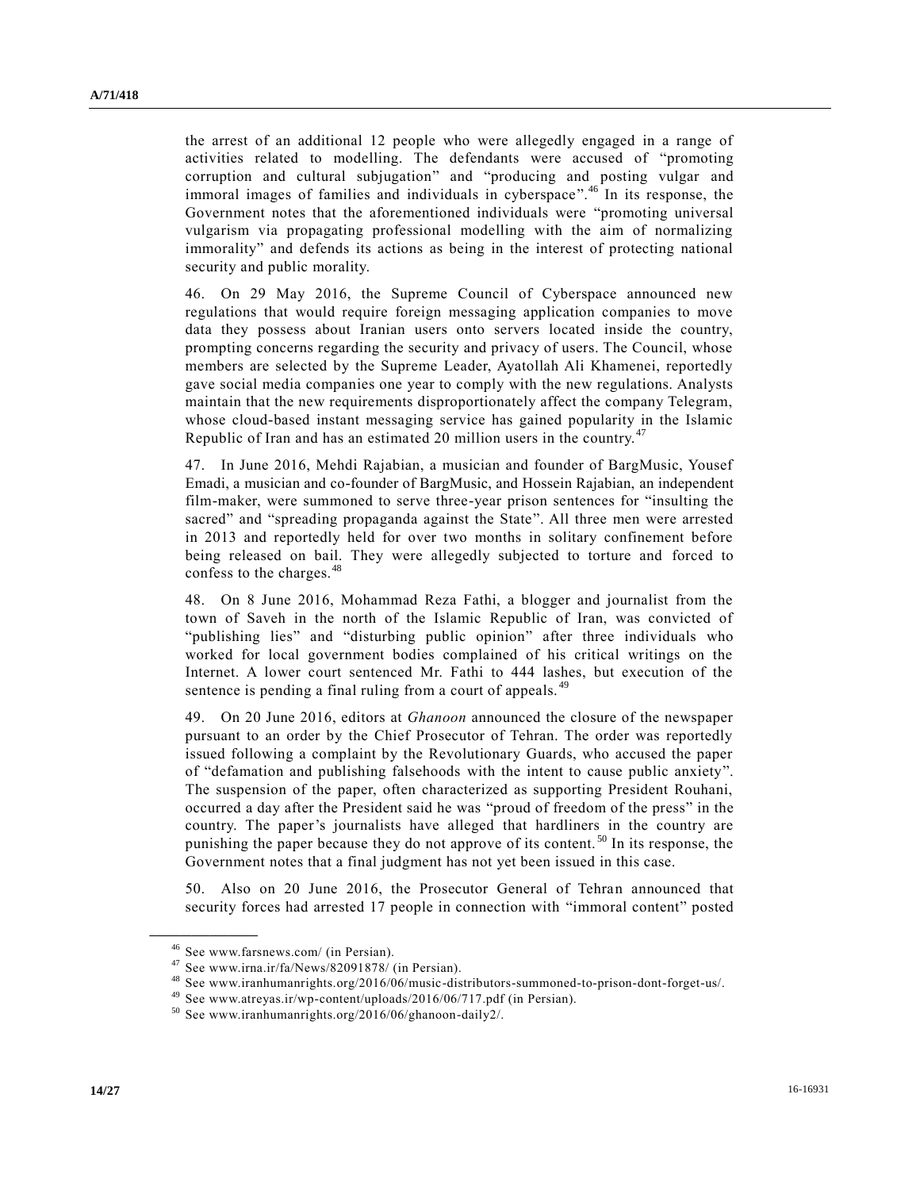the arrest of an additional 12 people who were allegedly engaged in a range of activities related to modelling. The defendants were accused of "promoting corruption and cultural subjugation" and "producing and posting vulgar and immoral images of families and individuals in cyberspace".[46] In its response, the Government notes that the aforementioned individuals were "promoting universal vulgarism via propagating professional modelling with the aim of normalizing immorality" and defends its actions as being in the interest of protecting national security and public morality.

46. On 29 May 2016, the Supreme Council of Cyberspace announced new regulations that would require foreign messaging application companies to move data they possess about Iranian users onto servers located inside the country, prompting concerns regarding the security and privacy of users. The Council, whose members are selected by the Supreme Leader, Ayatollah Ali Khamenei, reportedly gave social media companies one year to comply with the new regulations. Analysts maintain that the new requirements disproportionately affect the company Telegram, whose cloud-based instant messaging service has gained popularity in the Islamic Republic of Iran and has an estimated 20 million users in the country.[47]

47. In June 2016, Mehdi Rajabian, a musician and founder of BargMusic, Yousef Emadi, a musician and co-founder of BargMusic, and Hossein Rajabian, an independent film-maker, were summoned to serve three-year prison sentences for "insulting the sacred" and "spreading propaganda against the State". All three men were arrested in 2013 and reportedly held for over two months in solitary confinement before being released on bail. They were allegedly subjected to torture and forced to confess to the charges.[48]

48. On 8 June 2016, Mohammad Reza Fathi, a blogger and journalist from the town of Saveh in the north of the Islamic Republic of Iran, was convicted of "publishing lies" and "disturbing public opinion" after three individuals who worked for local government bodies complained of his critical writings on the Internet. A lower court sentenced Mr. Fathi to 444 lashes, but execution of the sentence is pending a final ruling from a court of appeals.[49]

49. On 20 June 2016, editors at *Ghanoon* announced the closure of the newspaper pursuant to an order by the Chief Prosecutor of Tehran. The order was reportedly issued following a complaint by the Revolutionary Guards, who accused the paper of "defamation and publishing falsehoods with the intent to cause public anxiety". The suspension of the paper, often characterized as supporting President Rouhani, occurred a day after the President said he was "proud of freedom of the press" in the country. The paper's journalists have alleged that hardliners in the country are punishing the paper because they do not approve of its content.[50] In its response, the Government notes that a final judgment has not yet been issued in this case.

50. Also on 20 June 2016, the Prosecutor General of Tehran announced that security forces had arrested 17 people in connection with "immoral content" posted

---

[46] See www.farsnews.com/ (in Persian).

[47] See www.irna.ir/fa/News/82091878/ (in Persian).

[48] See www.iranhumanrights.org/2016/06/music-distributors-summoned-to-prison-dont-forget-us/.

[49] See www.atreyas.ir/wp-content/uploads/2016/06/717.pdf (in Persian).

[50] See www.iranhumanrights.org/2016/06/ghanoon-daily2/.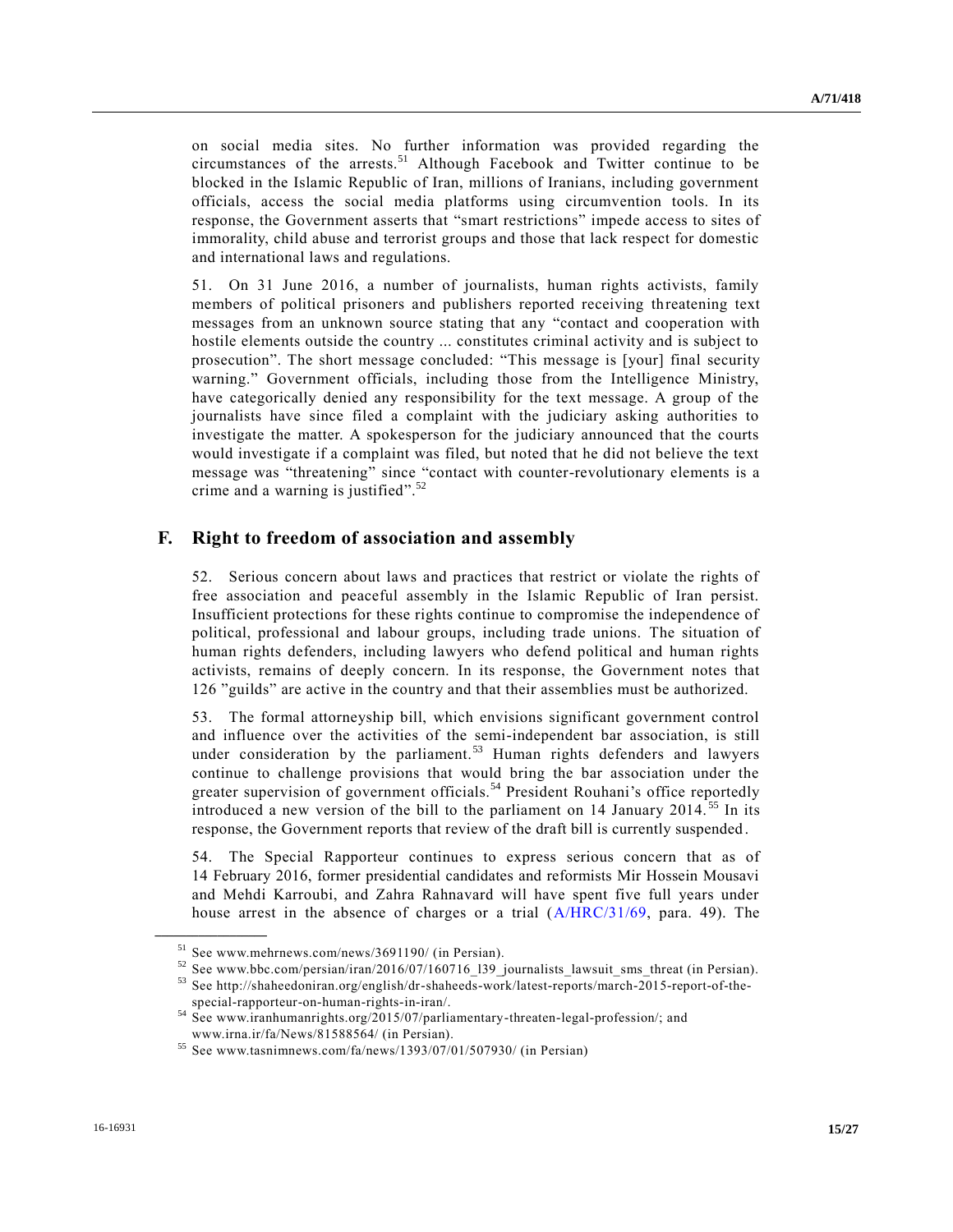on social media sites. No further information was provided regarding the circumstances of the arrests.[51] Although Facebook and Twitter continue to be blocked in the Islamic Republic of Iran, millions of Iranians, including government officials, access the social media platforms using circumvention tools. In its response, the Government asserts that "smart restrictions" impede access to sites of immorality, child abuse and terrorist groups and those that lack respect for domestic and international laws and regulations.

51. On 31 June 2016, a number of journalists, human rights activists, family members of political prisoners and publishers reported receiving threatening text messages from an unknown source stating that any "contact and cooperation with hostile elements outside the country ... constitutes criminal activity and is subject to prosecution". The short message concluded: "This message is [your] final security warning." Government officials, including those from the Intelligence Ministry, have categorically denied any responsibility for the text message. A group of the journalists have since filed a complaint with the judiciary asking authorities to investigate the matter. A spokesperson for the judiciary announced that the courts would investigate if a complaint was filed, but noted that he did not believe the text message was "threatening" since "contact with counter-revolutionary elements is a crime and a warning is justified".[52]

## F. Right to freedom of association and assembly

52. Serious concern about laws and practices that restrict or violate the rights of free association and peaceful assembly in the Islamic Republic of Iran persist. Insufficient protections for these rights continue to compromise the independence of political, professional and labour groups, including trade unions. The situation of human rights defenders, including lawyers who defend political and human rights activists, remains of deeply concern. In its response, the Government notes that 126 "guilds" are active in the country and that their assemblies must be authorized.

53. The formal attorneyship bill, which envisions significant government control and influence over the activities of the semi-independent bar association, is still under consideration by the parliament.[53] Human rights defenders and lawyers continue to challenge provisions that would bring the bar association under the greater supervision of government officials.[54] President Rouhani's office reportedly introduced a new version of the bill to the parliament on 14 January 2014.[55] In its response, the Government reports that review of the draft bill is currently suspended.

54. The Special Rapporteur continues to express serious concern that as of 14 February 2016, former presidential candidates and reformists Mir Hossein Mousavi and Mehdi Karroubi, and Zahra Rahnavard will have spent five full years under house arrest in the absence of charges or a trial (A/HRC/31/69, para. 49). The

[51] See www.mehrnews.com/news/3691190/ (in Persian).

[52] See www.bbc.com/persian/iran/2016/07/160716_l39_journalists_lawsuit_sms_threat (in Persian).

[53] See http://shaheedoniran.org/english/dr-shaheeds-work/latest-reports/march-2015-report-of-the-special-rapporteur-on-human-rights-in-iran/.

[54] See www.iranhumanrights.org/2015/07/parliamentary-threaten-legal-profession/; and www.irna.ir/fa/News/81588564/ (in Persian).

[55] See www.tasnimnews.com/fa/news/1393/07/01/507930/ (in Persian)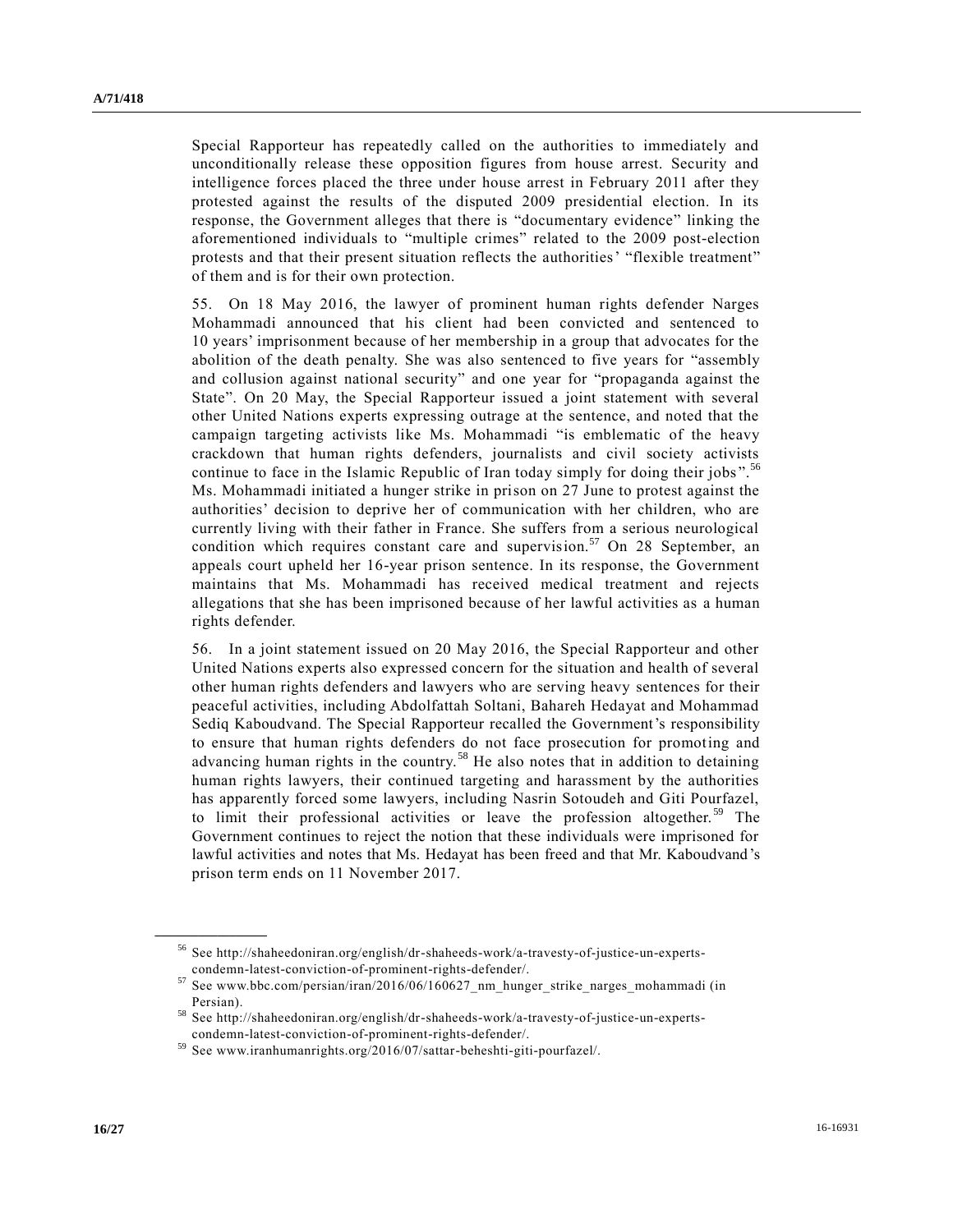Special Rapporteur has repeatedly called on the authorities to immediately and unconditionally release these opposition figures from house arrest. Security and intelligence forces placed the three under house arrest in February 2011 after they protested against the results of the disputed 2009 presidential election. In its response, the Government alleges that there is "documentary evidence" linking the aforementioned individuals to "multiple crimes" related to the 2009 post-election protests and that their present situation reflects the authorities' "flexible treatment" of them and is for their own protection.

55. On 18 May 2016, the lawyer of prominent human rights defender Narges Mohammadi announced that his client had been convicted and sentenced to 10 years' imprisonment because of her membership in a group that advocates for the abolition of the death penalty. She was also sentenced to five years for "assembly and collusion against national security" and one year for "propaganda against the State". On 20 May, the Special Rapporteur issued a joint statement with several other United Nations experts expressing outrage at the sentence, and noted that the campaign targeting activists like Ms. Mohammadi "is emblematic of the heavy crackdown that human rights defenders, journalists and civil society activists continue to face in the Islamic Republic of Iran today simply for doing their jobs".[56] Ms. Mohammadi initiated a hunger strike in prison on 27 June to protest against the authorities' decision to deprive her of communication with her children, who are currently living with their father in France. She suffers from a serious neurological condition which requires constant care and supervision.[57] On 28 September, an appeals court upheld her 16-year prison sentence. In its response, the Government maintains that Ms. Mohammadi has received medical treatment and rejects allegations that she has been imprisoned because of her lawful activities as a human rights defender.

56. In a joint statement issued on 20 May 2016, the Special Rapporteur and other United Nations experts also expressed concern for the situation and health of several other human rights defenders and lawyers who are serving heavy sentences for their peaceful activities, including Abdolfattah Soltani, Bahareh Hedayat and Mohammad Sediq Kaboudvand. The Special Rapporteur recalled the Government's responsibility to ensure that human rights defenders do not face prosecution for promoting and advancing human rights in the country.[58] He also notes that in addition to detaining human rights lawyers, their continued targeting and harassment by the authorities has apparently forced some lawyers, including Nasrin Sotoudeh and Giti Pourfazel, to limit their professional activities or leave the profession altogether.[59] The Government continues to reject the notion that these individuals were imprisoned for lawful activities and notes that Ms. Hedayat has been freed and that Mr. Kaboudvand's prison term ends on 11 November 2017.

---

[56] See http://shaheedoniran.org/english/dr-shaheeds-work/a-travesty-of-justice-un-experts-condemn-latest-conviction-of-prominent-rights-defender/.

[57] See www.bbc.com/persian/iran/2016/06/160627_nm_hunger_strike_narges_mohammadi (in Persian).

[58] See http://shaheedoniran.org/english/dr-shaheeds-work/a-travesty-of-justice-un-experts-condemn-latest-conviction-of-prominent-rights-defender/.

[59] See www.iranhumanrights.org/2016/07/sattar-beheshti-giti-pourfazel/.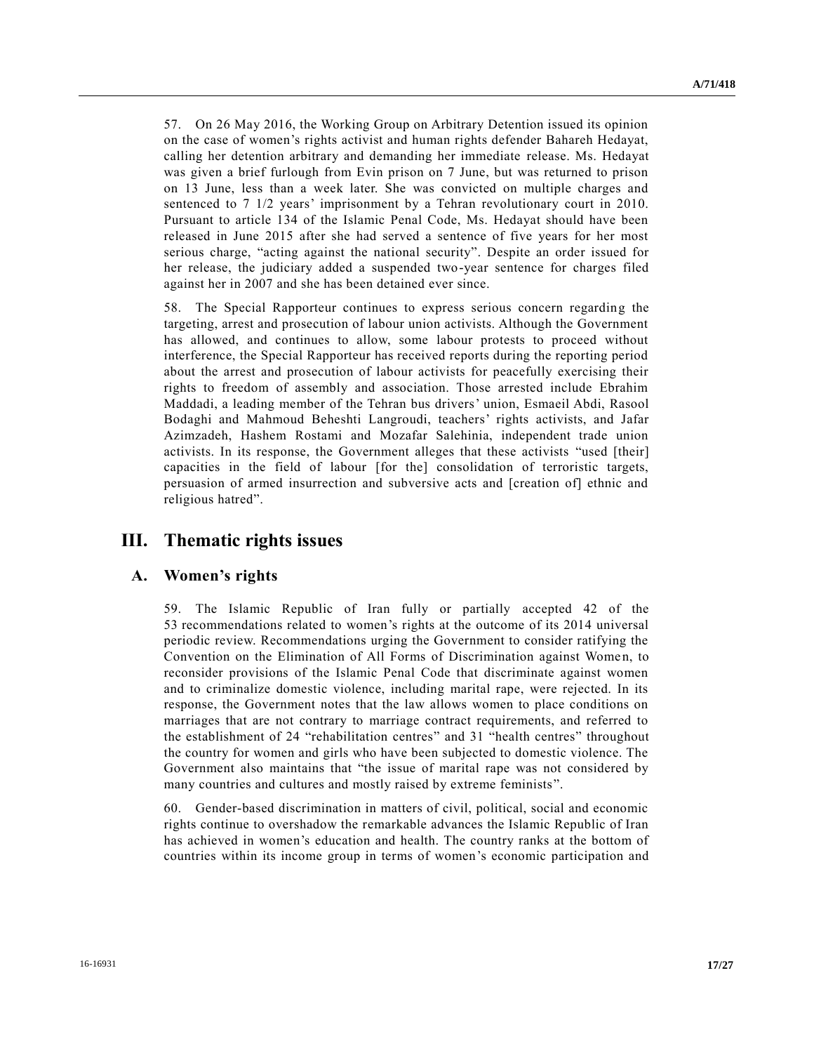57. On 26 May 2016, the Working Group on Arbitrary Detention issued its opinion on the case of women's rights activist and human rights defender Bahareh Hedayat, calling her detention arbitrary and demanding her immediate release. Ms. Hedayat was given a brief furlough from Evin prison on 7 June, but was returned to prison on 13 June, less than a week later. She was convicted on multiple charges and sentenced to 7 1/2 years' imprisonment by a Tehran revolutionary court in 2010. Pursuant to article 134 of the Islamic Penal Code, Ms. Hedayat should have been released in June 2015 after she had served a sentence of five years for her most serious charge, "acting against the national security". Despite an order issued for her release, the judiciary added a suspended two-year sentence for charges filed against her in 2007 and she has been detained ever since.

58. The Special Rapporteur continues to express serious concern regarding the targeting, arrest and prosecution of labour union activists. Although the Government has allowed, and continues to allow, some labour protests to proceed without interference, the Special Rapporteur has received reports during the reporting period about the arrest and prosecution of labour activists for peacefully exercising their rights to freedom of assembly and association. Those arrested include Ebrahim Maddadi, a leading member of the Tehran bus drivers' union, Esmaeil Abdi, Rasool Bodaghi and Mahmoud Beheshti Langroudi, teachers' rights activists, and Jafar Azimzadeh, Hashem Rostami and Mozafar Salehinia, independent trade union activists. In its response, the Government alleges that these activists "used [their] capacities in the field of labour [for the] consolidation of terroristic targets, persuasion of armed insurrection and subversive acts and [creation of] ethnic and religious hatred".

# III. Thematic rights issues

## A. Women's rights

59. The Islamic Republic of Iran fully or partially accepted 42 of the 53 recommendations related to women's rights at the outcome of its 2014 universal periodic review. Recommendations urging the Government to consider ratifying the Convention on the Elimination of All Forms of Discrimination against Women, to reconsider provisions of the Islamic Penal Code that discriminate against women and to criminalize domestic violence, including marital rape, were rejected. In its response, the Government notes that the law allows women to place conditions on marriages that are not contrary to marriage contract requirements, and referred to the establishment of 24 "rehabilitation centres" and 31 "health centres" throughout the country for women and girls who have been subjected to domestic violence. The Government also maintains that "the issue of marital rape was not considered by many countries and cultures and mostly raised by extreme feminists".

60. Gender-based discrimination in matters of civil, political, social and economic rights continue to overshadow the remarkable advances the Islamic Republic of Iran has achieved in women's education and health. The country ranks at the bottom of countries within its income group in terms of women's economic participation and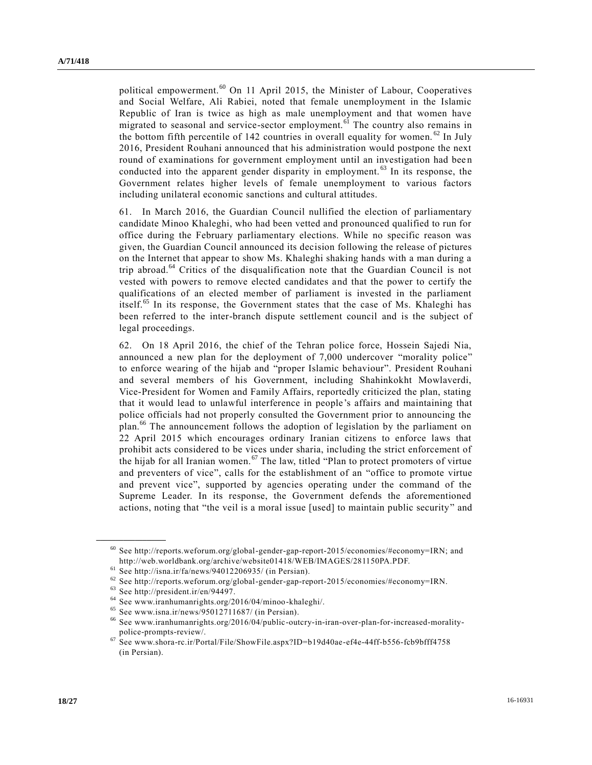political empowerment.[60] On 11 April 2015, the Minister of Labour, Cooperatives and Social Welfare, Ali Rabiei, noted that female unemployment in the Islamic Republic of Iran is twice as high as male unemployment and that women have migrated to seasonal and service-sector employment.[61] The country also remains in the bottom fifth percentile of 142 countries in overall equality for women.[62] In July 2016, President Rouhani announced that his administration would postpone the next round of examinations for government employment until an investigation had been conducted into the apparent gender disparity in employment.[63] In its response, the Government relates higher levels of female unemployment to various factors including unilateral economic sanctions and cultural attitudes.

61. In March 2016, the Guardian Council nullified the election of parliamentary candidate Minoo Khaleghi, who had been vetted and pronounced qualified to run for office during the February parliamentary elections. While no specific reason was given, the Guardian Council announced its decision following the release of pictures on the Internet that appear to show Ms. Khaleghi shaking hands with a man during a trip abroad.[64] Critics of the disqualification note that the Guardian Council is not vested with powers to remove elected candidates and that the power to certify the qualifications of an elected member of parliament is invested in the parliament itself.[65] In its response, the Government states that the case of Ms. Khaleghi has been referred to the inter-branch dispute settlement council and is the subject of legal proceedings.

62. On 18 April 2016, the chief of the Tehran police force, Hossein Sajedi Nia, announced a new plan for the deployment of 7,000 undercover "morality police" to enforce wearing of the hijab and "proper Islamic behaviour". President Rouhani and several members of his Government, including Shahinkokht Mowlaverdi, Vice-President for Women and Family Affairs, reportedly criticized the plan, stating that it would lead to unlawful interference in people's affairs and maintaining that police officials had not properly consulted the Government prior to announcing the plan.[66] The announcement follows the adoption of legislation by the parliament on 22 April 2015 which encourages ordinary Iranian citizens to enforce laws that prohibit acts considered to be vices under sharia, including the strict enforcement of the hijab for all Iranian women.[67] The law, titled "Plan to protect promoters of virtue and preventers of vice", calls for the establishment of an "office to promote virtue and prevent vice", supported by agencies operating under the command of the Supreme Leader. In its response, the Government defends the aforementioned actions, noting that "the veil is a moral issue [used] to maintain public security" and

---

[60] See http://reports.weforum.org/global-gender-gap-report-2015/economies/#economy=IRN; and http://web.worldbank.org/archive/website01418/WEB/IMAGES/281150PA.PDF.

[61] See http://isna.ir/fa/news/94012206935/ (in Persian).

[62] See http://reports.weforum.org/global-gender-gap-report-2015/economies/#economy=IRN.

[63] See http://president.ir/en/94497.

[64] See www.iranhumanrights.org/2016/04/minoo-khaleghi/.

[65] See www.isna.ir/news/95012711687/ (in Persian).

[66] See www.iranhumanrights.org/2016/04/public-outcry-in-iran-over-plan-for-increased-morality-police-prompts-review/.

[67] See www.shora-rc.ir/Portal/File/ShowFile.aspx?ID=b19d40ae-ef4e-44ff-b556-fcb9bfff4758 (in Persian).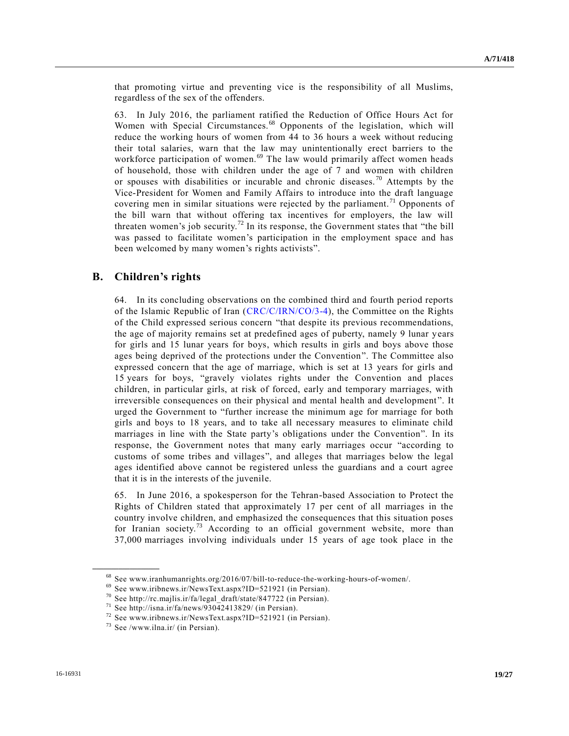that promoting virtue and preventing vice is the responsibility of all Muslims, regardless of the sex of the offenders.

63. In July 2016, the parliament ratified the Reduction of Office Hours Act for Women with Special Circumstances.[68] Opponents of the legislation, which will reduce the working hours of women from 44 to 36 hours a week without reducing their total salaries, warn that the law may unintentionally erect barriers to the workforce participation of women.[69] The law would primarily affect women heads of household, those with children under the age of 7 and women with children or spouses with disabilities or incurable and chronic diseases.[70] Attempts by the Vice-President for Women and Family Affairs to introduce into the draft language covering men in similar situations were rejected by the parliament.[71] Opponents of the bill warn that without offering tax incentives for employers, the law will threaten women's job security.[72] In its response, the Government states that "the bill was passed to facilitate women's participation in the employment space and has been welcomed by many women's rights activists".

## B. Children's rights

64. In its concluding observations on the combined third and fourth period reports of the Islamic Republic of Iran (CRC/C/IRN/CO/3-4), the Committee on the Rights of the Child expressed serious concern "that despite its previous recommendations, the age of majority remains set at predefined ages of puberty, namely 9 lunar years for girls and 15 lunar years for boys, which results in girls and boys above those ages being deprived of the protections under the Convention". The Committee also expressed concern that the age of marriage, which is set at 13 years for girls and 15 years for boys, "gravely violates rights under the Convention and places children, in particular girls, at risk of forced, early and temporary marriages, with irreversible consequences on their physical and mental health and development". It urged the Government to "further increase the minimum age for marriage for both girls and boys to 18 years, and to take all necessary measures to eliminate child marriages in line with the State party's obligations under the Convention". In its response, the Government notes that many early marriages occur "according to customs of some tribes and villages", and alleges that marriages below the legal ages identified above cannot be registered unless the guardians and a court agree that it is in the interests of the juvenile.

65. In June 2016, a spokesperson for the Tehran-based Association to Protect the Rights of Children stated that approximately 17 per cent of all marriages in the country involve children, and emphasized the consequences that this situation poses for Iranian society.[73] According to an official government website, more than 37,000 marriages involving individuals under 15 years of age took place in the

---

[68] See www.iranhumanrights.org/2016/07/bill-to-reduce-the-working-hours-of-women/.

[69] See www.iribnews.ir/NewsText.aspx?ID=521921 (in Persian).

[70] See http://rc.majlis.ir/fa/legal_draft/state/847722 (in Persian).

[71] See http://isna.ir/fa/news/93042413829/ (in Persian).

[72] See www.iribnews.ir/NewsText.aspx?ID=521921 (in Persian).

[73] See /www.ilna.ir/ (in Persian).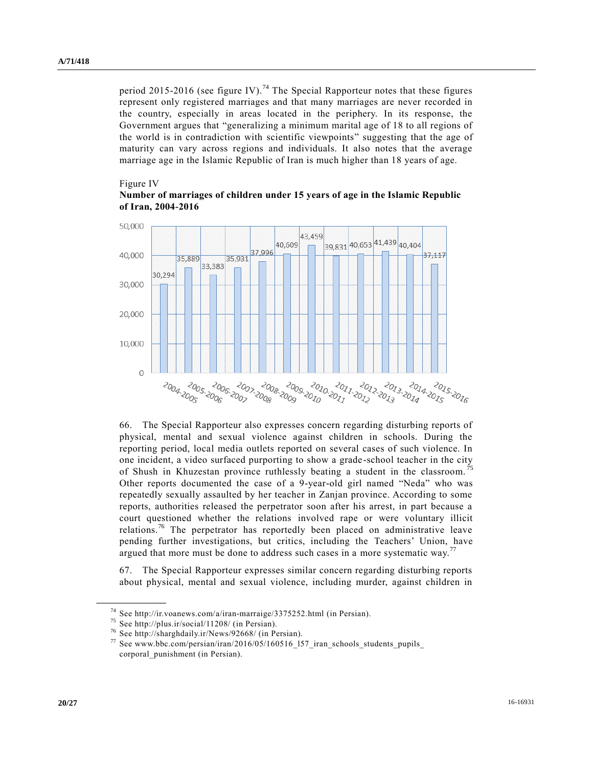period 2015-2016 (see figure IV).[74] The Special Rapporteur notes that these figures represent only registered marriages and that many marriages are never recorded in the country, especially in areas located in the periphery. In its response, the Government argues that "generalizing a minimum marital age of 18 to all regions of the world is in contradiction with scientific viewpoints" suggesting that the age of maturity can vary across regions and individuals. It also notes that the average marriage age in the Islamic Republic of Iran is much higher than 18 years of age.

Figure IV

**Number of marriages of children under 15 years of age in the Islamic Republic of Iran, 2004-2016**

| Period | Number of marriages |
| --- | --- |
| 2004-2005 | 30,294 |
| 2005-2006 | 35,889 |
| 2006-2007 | 33,383 |
| 2007-2008 | 35,931 |
| 2008-2009 | 37,996 |
| 2009-2010 | 40,609 |
| 2010-2011 | 43,459 |
| 2011-2012 | 39,831 |
| 2012-2013 | 40,653 |
| 2013-2014 | 41,439 |
| 2014-2015 | 40,404 |
| 2015-2016 | 37,117 |

66. The Special Rapporteur also expresses concern regarding disturbing reports of physical, mental and sexual violence against children in schools. During the reporting period, local media outlets reported on several cases of such violence. In one incident, a video surfaced purporting to show a grade-school teacher in the city of Shush in Khuzestan province ruthlessly beating a student in the classroom.[75] Other reports documented the case of a 9-year-old girl named "Neda" who was repeatedly sexually assaulted by her teacher in Zanjan province. According to some reports, authorities released the perpetrator soon after his arrest, in part because a court questioned whether the relations involved rape or were voluntary illicit relations.[76] The perpetrator has reportedly been placed on administrative leave pending further investigations, but critics, including the Teachers' Union, have argued that more must be done to address such cases in a more systematic way.[77]

67. The Special Rapporteur expresses similar concern regarding disturbing reports about physical, mental and sexual violence, including murder, against children in

[74] See http://ir.voanews.com/a/iran-marraige/3375252.html (in Persian).

[75] See http://plus.ir/social/11208/ (in Persian).

[76] See http://sharghdaily.ir/News/92668/ (in Persian).

[77] See www.bbc.com/persian/iran/2016/05/160516_l57_iran_schools_students_pupils_corporal_punishment (in Persian).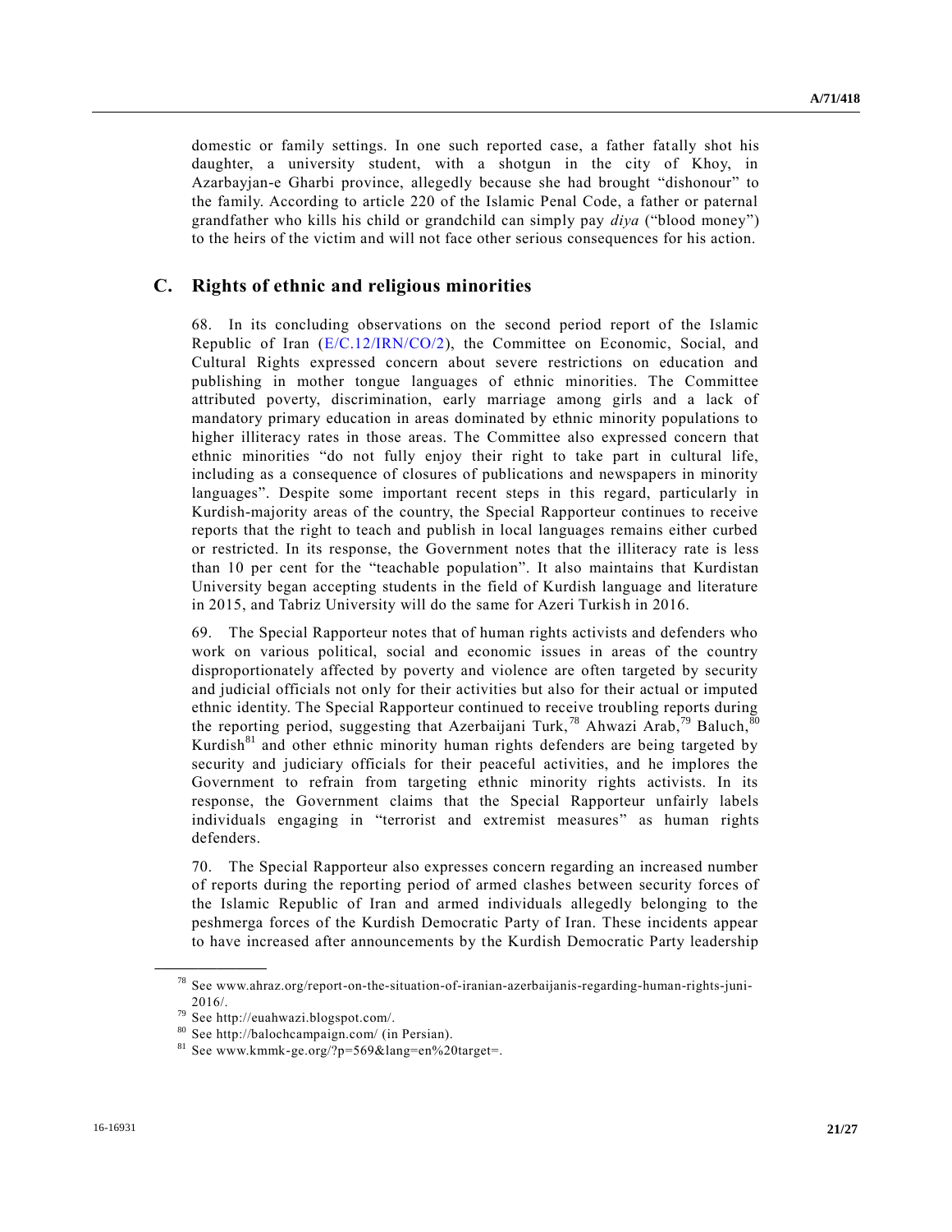domestic or family settings. In one such reported case, a father fatally shot his daughter, a university student, with a shotgun in the city of Khoy, in Azarbayjan-e Gharbi province, allegedly because she had brought "dishonour" to the family. According to article 220 of the Islamic Penal Code, a father or paternal grandfather who kills his child or grandchild can simply pay *diya* ("blood money") to the heirs of the victim and will not face other serious consequences for his action.

## C. Rights of ethnic and religious minorities

68. In its concluding observations on the second period report of the Islamic Republic of Iran (E/C.12/IRN/CO/2), the Committee on Economic, Social, and Cultural Rights expressed concern about severe restrictions on education and publishing in mother tongue languages of ethnic minorities. The Committee attributed poverty, discrimination, early marriage among girls and a lack of mandatory primary education in areas dominated by ethnic minority populations to higher illiteracy rates in those areas. The Committee also expressed concern that ethnic minorities "do not fully enjoy their right to take part in cultural life, including as a consequence of closures of publications and newspapers in minority languages". Despite some important recent steps in this regard, particularly in Kurdish-majority areas of the country, the Special Rapporteur continues to receive reports that the right to teach and publish in local languages remains either curbed or restricted. In its response, the Government notes that the illiteracy rate is less than 10 per cent for the "teachable population". It also maintains that Kurdistan University began accepting students in the field of Kurdish language and literature in 2015, and Tabriz University will do the same for Azeri Turkish in 2016.

69. The Special Rapporteur notes that of human rights activists and defenders who work on various political, social and economic issues in areas of the country disproportionately affected by poverty and violence are often targeted by security and judicial officials not only for their activities but also for their actual or imputed ethnic identity. The Special Rapporteur continued to receive troubling reports during the reporting period, suggesting that Azerbaijani Turk,[78] Ahwazi Arab,[79] Baluch,[80] Kurdish[81] and other ethnic minority human rights defenders are being targeted by security and judiciary officials for their peaceful activities, and he implores the Government to refrain from targeting ethnic minority rights activists. In its response, the Government claims that the Special Rapporteur unfairly labels individuals engaging in "terrorist and extremist measures" as human rights defenders.

70. The Special Rapporteur also expresses concern regarding an increased number of reports during the reporting period of armed clashes between security forces of the Islamic Republic of Iran and armed individuals allegedly belonging to the peshmerga forces of the Kurdish Democratic Party of Iran. These incidents appear to have increased after announcements by the Kurdish Democratic Party leadership

---

[78] See www.ahraz.org/report-on-the-situation-of-iranian-azerbaijanis-regarding-human-rights-juni-2016/.

[79] See http://euahwazi.blogspot.com/.

[80] See http://balochcampaign.com/ (in Persian).

[81] See www.kmmk-ge.org/?p=569&lang=en%20target=.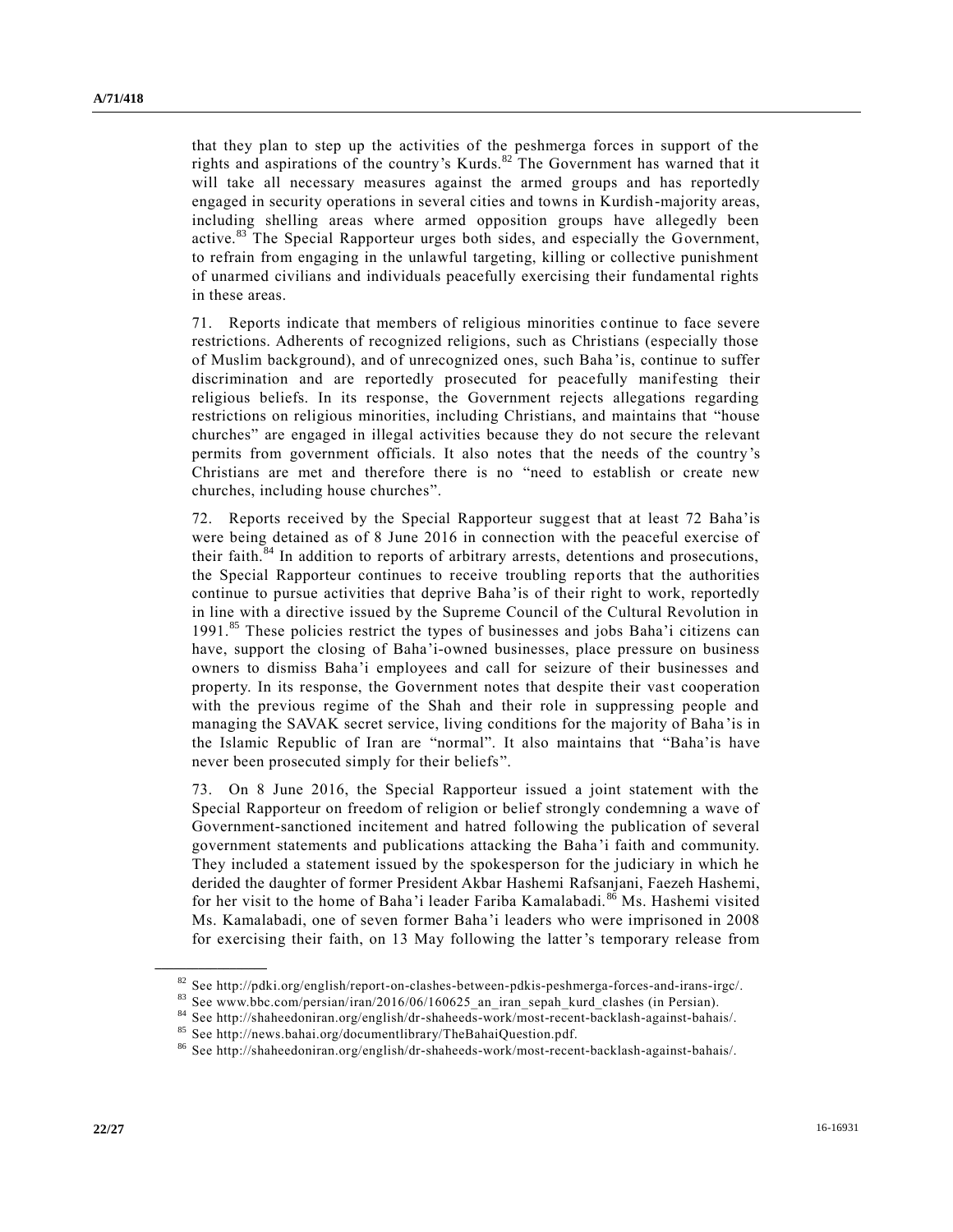that they plan to step up the activities of the peshmerga forces in support of the rights and aspirations of the country's Kurds.[82] The Government has warned that it will take all necessary measures against the armed groups and has reportedly engaged in security operations in several cities and towns in Kurdish-majority areas, including shelling areas where armed opposition groups have allegedly been active.[83] The Special Rapporteur urges both sides, and especially the Government, to refrain from engaging in the unlawful targeting, killing or collective punishment of unarmed civilians and individuals peacefully exercising their fundamental rights in these areas.

71. Reports indicate that members of religious minorities continue to face severe restrictions. Adherents of recognized religions, such as Christians (especially those of Muslim background), and of unrecognized ones, such Baha'is, continue to suffer discrimination and are reportedly prosecuted for peacefully manifesting their religious beliefs. In its response, the Government rejects allegations regarding restrictions on religious minorities, including Christians, and maintains that "house churches" are engaged in illegal activities because they do not secure the relevant permits from government officials. It also notes that the needs of the country's Christians are met and therefore there is no "need to establish or create new churches, including house churches".

72. Reports received by the Special Rapporteur suggest that at least 72 Baha'is were being detained as of 8 June 2016 in connection with the peaceful exercise of their faith.[84] In addition to reports of arbitrary arrests, detentions and prosecutions, the Special Rapporteur continues to receive troubling reports that the authorities continue to pursue activities that deprive Baha'is of their right to work, reportedly in line with a directive issued by the Supreme Council of the Cultural Revolution in 1991.[85] These policies restrict the types of businesses and jobs Baha'i citizens can have, support the closing of Baha'i-owned businesses, place pressure on business owners to dismiss Baha'i employees and call for seizure of their businesses and property. In its response, the Government notes that despite their vast cooperation with the previous regime of the Shah and their role in suppressing people and managing the SAVAK secret service, living conditions for the majority of Baha'is in the Islamic Republic of Iran are "normal". It also maintains that "Baha'is have never been prosecuted simply for their beliefs".

73. On 8 June 2016, the Special Rapporteur issued a joint statement with the Special Rapporteur on freedom of religion or belief strongly condemning a wave of Government-sanctioned incitement and hatred following the publication of several government statements and publications attacking the Baha'i faith and community. They included a statement issued by the spokesperson for the judiciary in which he derided the daughter of former President Akbar Hashemi Rafsanjani, Faezeh Hashemi, for her visit to the home of Baha'i leader Fariba Kamalabadi.[86] Ms. Hashemi visited Ms. Kamalabadi, one of seven former Baha'i leaders who were imprisoned in 2008 for exercising their faith, on 13 May following the latter's temporary release from

---

[82] See http://pdki.org/english/report-on-clashes-between-pdkis-peshmerga-forces-and-irans-irgc/.

[83] See www.bbc.com/persian/iran/2016/06/160625_an_iran_sepah_kurd_clashes (in Persian).

[84] See http://shaheedoniran.org/english/dr-shaheeds-work/most-recent-backlash-against-bahais/.

[85] See http://news.bahai.org/documentlibrary/TheBahaiQuestion.pdf.

[86] See http://shaheedoniran.org/english/dr-shaheeds-work/most-recent-backlash-against-bahais/.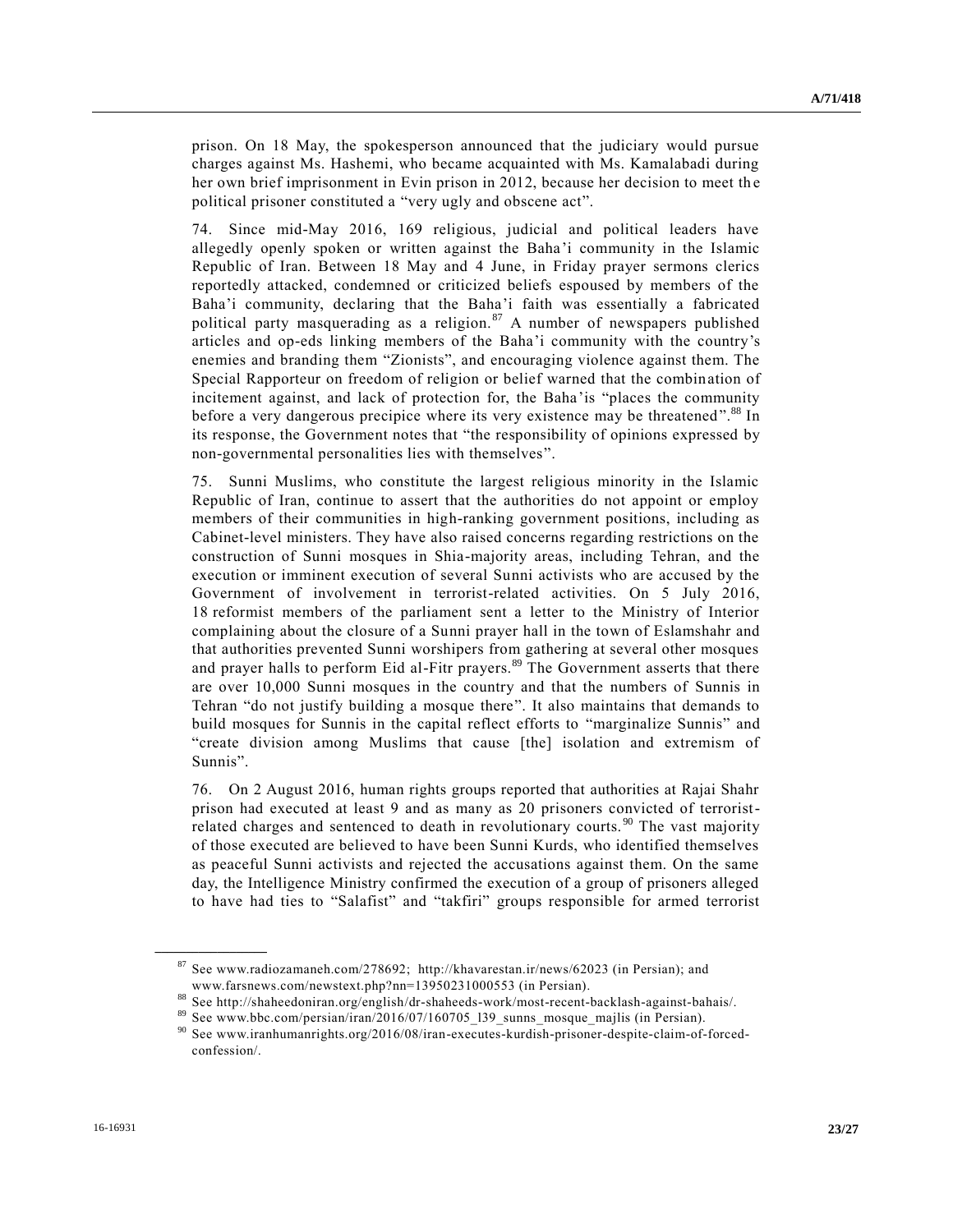prison. On 18 May, the spokesperson announced that the judiciary would pursue charges against Ms. Hashemi, who became acquainted with Ms. Kamalabadi during her own brief imprisonment in Evin prison in 2012, because her decision to meet the political prisoner constituted a "very ugly and obscene act".

74. Since mid-May 2016, 169 religious, judicial and political leaders have allegedly openly spoken or written against the Baha'i community in the Islamic Republic of Iran. Between 18 May and 4 June, in Friday prayer sermons clerics reportedly attacked, condemned or criticized beliefs espoused by members of the Baha'i community, declaring that the Baha'i faith was essentially a fabricated political party masquerading as a religion.[87] A number of newspapers published articles and op-eds linking members of the Baha'i community with the country's enemies and branding them "Zionists", and encouraging violence against them. The Special Rapporteur on freedom of religion or belief warned that the combination of incitement against, and lack of protection for, the Baha'is "places the community before a very dangerous precipice where its very existence may be threatened".[88] In its response, the Government notes that "the responsibility of opinions expressed by non-governmental personalities lies with themselves".

75. Sunni Muslims, who constitute the largest religious minority in the Islamic Republic of Iran, continue to assert that the authorities do not appoint or employ members of their communities in high-ranking government positions, including as Cabinet-level ministers. They have also raised concerns regarding restrictions on the construction of Sunni mosques in Shia-majority areas, including Tehran, and the execution or imminent execution of several Sunni activists who are accused by the Government of involvement in terrorist-related activities. On 5 July 2016, 18 reformist members of the parliament sent a letter to the Ministry of Interior complaining about the closure of a Sunni prayer hall in the town of Eslamshahr and that authorities prevented Sunni worshipers from gathering at several other mosques and prayer halls to perform Eid al-Fitr prayers.[89] The Government asserts that there are over 10,000 Sunni mosques in the country and that the numbers of Sunnis in Tehran "do not justify building a mosque there". It also maintains that demands to build mosques for Sunnis in the capital reflect efforts to "marginalize Sunnis" and "create division among Muslims that cause [the] isolation and extremism of Sunnis".

76. On 2 August 2016, human rights groups reported that authorities at Rajai Shahr prison had executed at least 9 and as many as 20 prisoners convicted of terrorist-related charges and sentenced to death in revolutionary courts.[90] The vast majority of those executed are believed to have been Sunni Kurds, who identified themselves as peaceful Sunni activists and rejected the accusations against them. On the same day, the Intelligence Ministry confirmed the execution of a group of prisoners alleged to have had ties to "Salafist" and "takfiri" groups responsible for armed terrorist

---

[87] See www.radiozamaneh.com/278692; http://khavarestan.ir/news/62023 (in Persian); and www.farsnews.com/newstext.php?nn=13950231000553 (in Persian).

[88] See http://shaheedoniran.org/english/dr-shaheeds-work/most-recent-backlash-against-bahais/.

[89] See www.bbc.com/persian/iran/2016/07/160705_l39_sunns_mosque_majlis (in Persian).

[90] See www.iranhumanrights.org/2016/08/iran-executes-kurdish-prisoner-despite-claim-of-forced-confession/.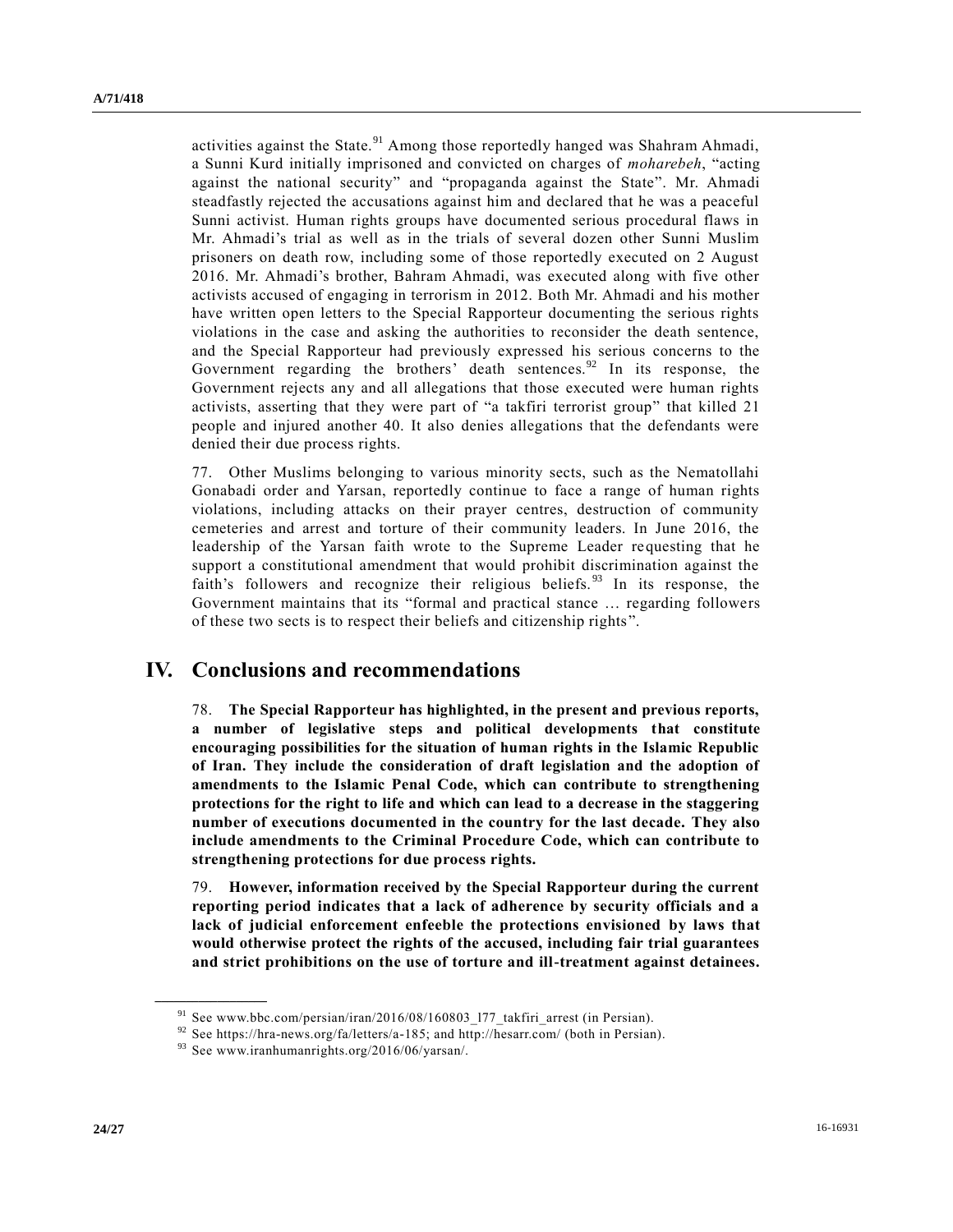activities against the State.[91] Among those reportedly hanged was Shahram Ahmadi, a Sunni Kurd initially imprisoned and convicted on charges of *moharebeh*, "acting against the national security" and "propaganda against the State". Mr. Ahmadi steadfastly rejected the accusations against him and declared that he was a peaceful Sunni activist. Human rights groups have documented serious procedural flaws in Mr. Ahmadi's trial as well as in the trials of several dozen other Sunni Muslim prisoners on death row, including some of those reportedly executed on 2 August 2016. Mr. Ahmadi's brother, Bahram Ahmadi, was executed along with five other activists accused of engaging in terrorism in 2012. Both Mr. Ahmadi and his mother have written open letters to the Special Rapporteur documenting the serious rights violations in the case and asking the authorities to reconsider the death sentence, and the Special Rapporteur had previously expressed his serious concerns to the Government regarding the brothers' death sentences.[92] In its response, the Government rejects any and all allegations that those executed were human rights activists, asserting that they were part of "a takfiri terrorist group" that killed 21 people and injured another 40. It also denies allegations that the defendants were denied their due process rights.

77. Other Muslims belonging to various minority sects, such as the Nematollahi Gonabadi order and Yarsan, reportedly continue to face a range of human rights violations, including attacks on their prayer centres, destruction of community cemeteries and arrest and torture of their community leaders. In June 2016, the leadership of the Yarsan faith wrote to the Supreme Leader requesting that he support a constitutional amendment that would prohibit discrimination against the faith's followers and recognize their religious beliefs.[93] In its response, the Government maintains that its "formal and practical stance … regarding followers of these two sects is to respect their beliefs and citizenship rights".

# IV. Conclusions and recommendations

78. **The Special Rapporteur has highlighted, in the present and previous reports, a number of legislative steps and political developments that constitute encouraging possibilities for the situation of human rights in the Islamic Republic of Iran. They include the consideration of draft legislation and the adoption of amendments to the Islamic Penal Code, which can contribute to strengthening protections for the right to life and which can lead to a decrease in the staggering number of executions documented in the country for the last decade. They also include amendments to the Criminal Procedure Code, which can contribute to strengthening protections for due process rights.**

79. **However, information received by the Special Rapporteur during the current reporting period indicates that a lack of adherence by security officials and a lack of judicial enforcement enfeeble the protections envisioned by laws that would otherwise protect the rights of the accused, including fair trial guarantees and strict prohibitions on the use of torture and ill-treatment against detainees.**

---

[91] See www.bbc.com/persian/iran/2016/08/160803_l77_takfiri_arrest (in Persian).

[92] See https://hra-news.org/fa/letters/a-185; and http://hesarr.com/ (both in Persian).

[93] See www.iranhumanrights.org/2016/06/yarsan/.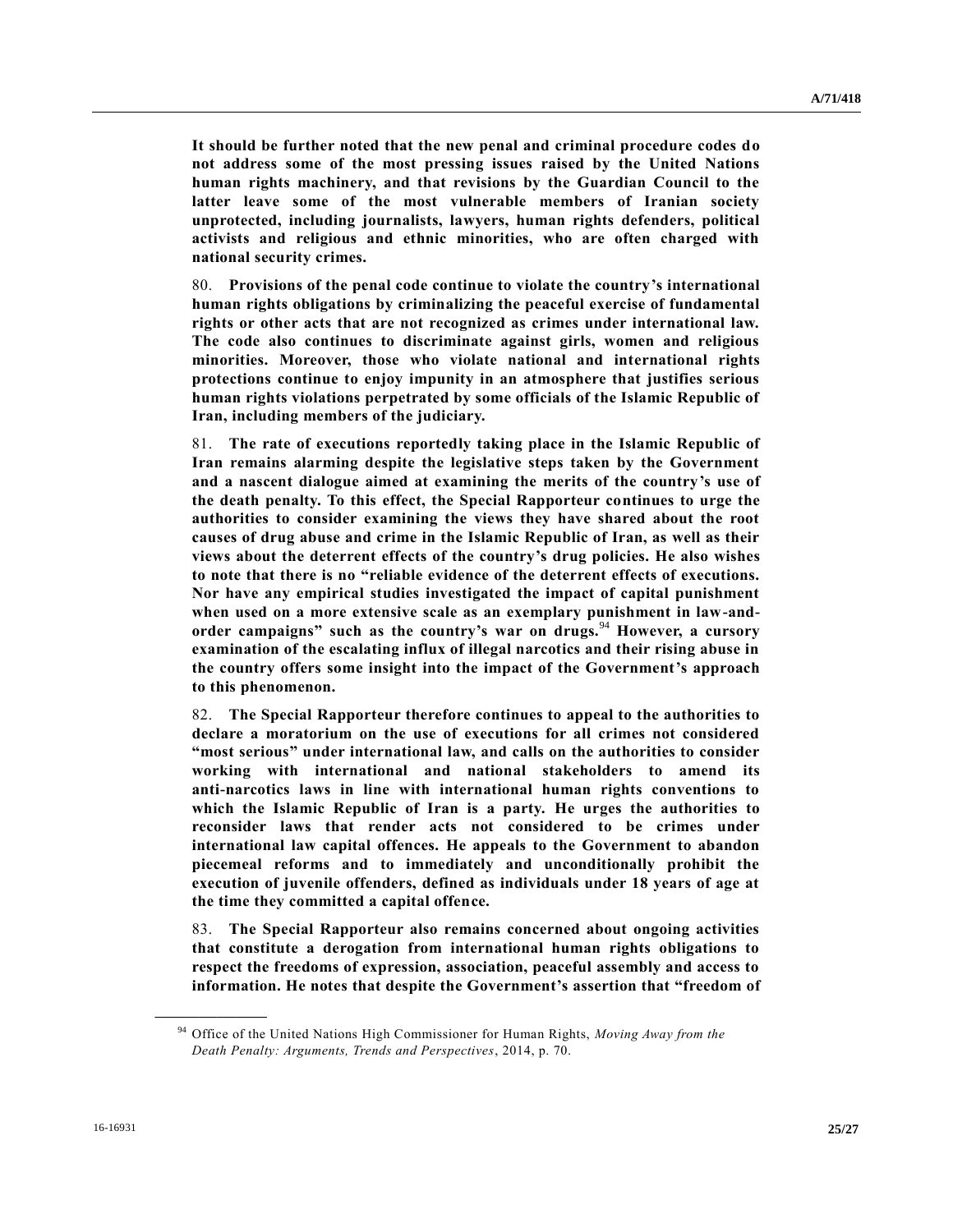**It should be further noted that the new penal and criminal procedure codes do not address some of the most pressing issues raised by the United Nations human rights machinery, and that revisions by the Guardian Council to the latter leave some of the most vulnerable members of Iranian society unprotected, including journalists, lawyers, human rights defenders, political activists and religious and ethnic minorities, who are often charged with national security crimes.**

80. **Provisions of the penal code continue to violate the country's international human rights obligations by criminalizing the peaceful exercise of fundamental rights or other acts that are not recognized as crimes under international law. The code also continues to discriminate against girls, women and religious minorities. Moreover, those who violate national and international rights protections continue to enjoy impunity in an atmosphere that justifies serious human rights violations perpetrated by some officials of the Islamic Republic of Iran, including members of the judiciary.**

81. **The rate of executions reportedly taking place in the Islamic Republic of Iran remains alarming despite the legislative steps taken by the Government and a nascent dialogue aimed at examining the merits of the country's use of the death penalty. To this effect, the Special Rapporteur continues to urge the authorities to consider examining the views they have shared about the root causes of drug abuse and crime in the Islamic Republic of Iran, as well as their views about the deterrent effects of the country's drug policies. He also wishes to note that there is no "reliable evidence of the deterrent effects of executions. Nor have any empirical studies investigated the impact of capital punishment when used on a more extensive scale as an exemplary punishment in law-and-order campaigns" such as the country's war on drugs.**[94] **However, a cursory examination of the escalating influx of illegal narcotics and their rising abuse in the country offers some insight into the impact of the Government's approach to this phenomenon.**

82. **The Special Rapporteur therefore continues to appeal to the authorities to declare a moratorium on the use of executions for all crimes not considered "most serious" under international law, and calls on the authorities to consider working with international and national stakeholders to amend its anti-narcotics laws in line with international human rights conventions to which the Islamic Republic of Iran is a party. He urges the authorities to reconsider laws that render acts not considered to be crimes under international law capital offences. He appeals to the Government to abandon piecemeal reforms and to immediately and unconditionally prohibit the execution of juvenile offenders, defined as individuals under 18 years of age at the time they committed a capital offence.**

83. **The Special Rapporteur also remains concerned about ongoing activities that constitute a derogation from international human rights obligations to respect the freedoms of expression, association, peaceful assembly and access to information. He notes that despite the Government's assertion that "freedom of**

---

[94] Office of the United Nations High Commissioner for Human Rights, *Moving Away from the Death Penalty: Arguments, Trends and Perspectives*, 2014, p. 70.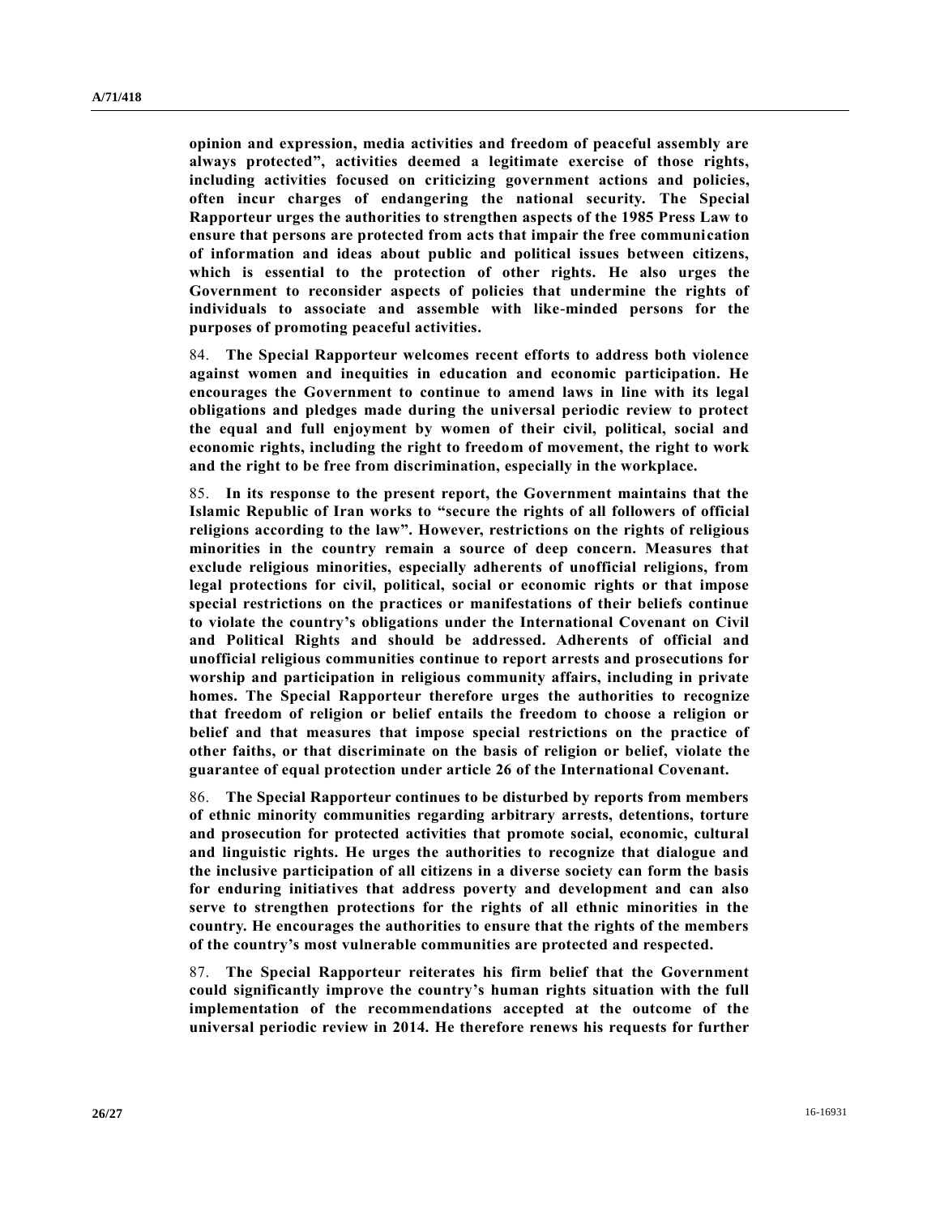**opinion and expression, media activities and freedom of peaceful assembly are always protected", activities deemed a legitimate exercise of those rights, including activities focused on criticizing government actions and policies, often incur charges of endangering the national security. The Special Rapporteur urges the authorities to strengthen aspects of the 1985 Press Law to ensure that persons are protected from acts that impair the free communication of information and ideas about public and political issues between citizens, which is essential to the protection of other rights. He also urges the Government to reconsider aspects of policies that undermine the rights of individuals to associate and assemble with like-minded persons for the purposes of promoting peaceful activities.**

84. **The Special Rapporteur welcomes recent efforts to address both violence against women and inequities in education and economic participation. He encourages the Government to continue to amend laws in line with its legal obligations and pledges made during the universal periodic review to protect the equal and full enjoyment by women of their civil, political, social and economic rights, including the right to freedom of movement, the right to work and the right to be free from discrimination, especially in the workplace.**

85. **In its response to the present report, the Government maintains that the Islamic Republic of Iran works to "secure the rights of all followers of official religions according to the law". However, restrictions on the rights of religious minorities in the country remain a source of deep concern. Measures that exclude religious minorities, especially adherents of unofficial religions, from legal protections for civil, political, social or economic rights or that impose special restrictions on the practices or manifestations of their beliefs continue to violate the country's obligations under the International Covenant on Civil and Political Rights and should be addressed. Adherents of official and unofficial religious communities continue to report arrests and prosecutions for worship and participation in religious community affairs, including in private homes. The Special Rapporteur therefore urges the authorities to recognize that freedom of religion or belief entails the freedom to choose a religion or belief and that measures that impose special restrictions on the practice of other faiths, or that discriminate on the basis of religion or belief, violate the guarantee of equal protection under article 26 of the International Covenant.**

86. **The Special Rapporteur continues to be disturbed by reports from members of ethnic minority communities regarding arbitrary arrests, detentions, torture and prosecution for protected activities that promote social, economic, cultural and linguistic rights. He urges the authorities to recognize that dialogue and the inclusive participation of all citizens in a diverse society can form the basis for enduring initiatives that address poverty and development and can also serve to strengthen protections for the rights of all ethnic minorities in the country. He encourages the authorities to ensure that the rights of the members of the country's most vulnerable communities are protected and respected.**

87. **The Special Rapporteur reiterates his firm belief that the Government could significantly improve the country's human rights situation with the full implementation of the recommendations accepted at the outcome of the universal periodic review in 2014. He therefore renews his requests for further**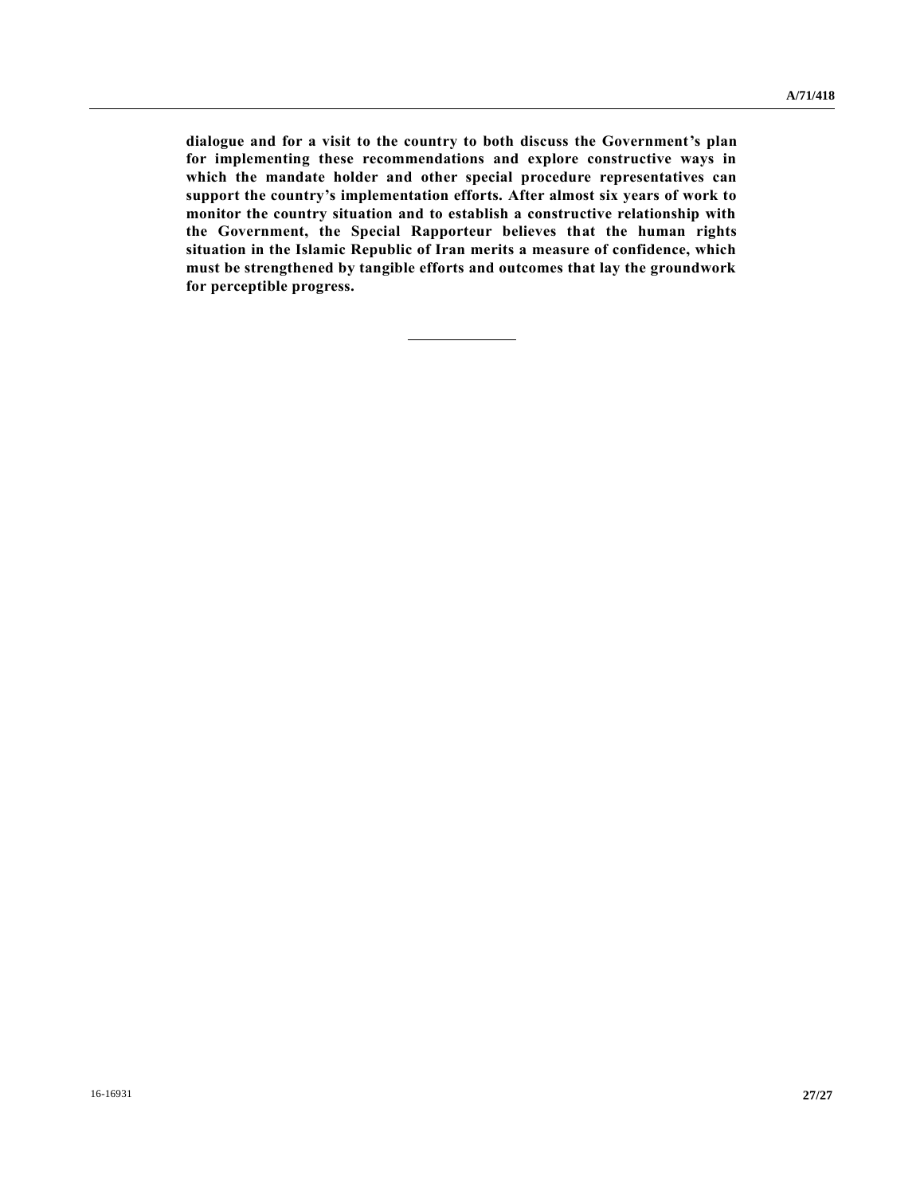**dialogue and for a visit to the country to both discuss the Government's plan for implementing these recommendations and explore constructive ways in which the mandate holder and other special procedure representatives can support the country's implementation efforts. After almost six years of work to monitor the country situation and to establish a constructive relationship with the Government, the Special Rapporteur believes that the human rights situation in the Islamic Republic of Iran merits a measure of confidence, which must be strengthened by tangible efforts and outcomes that lay the groundwork for perceptible progress.**